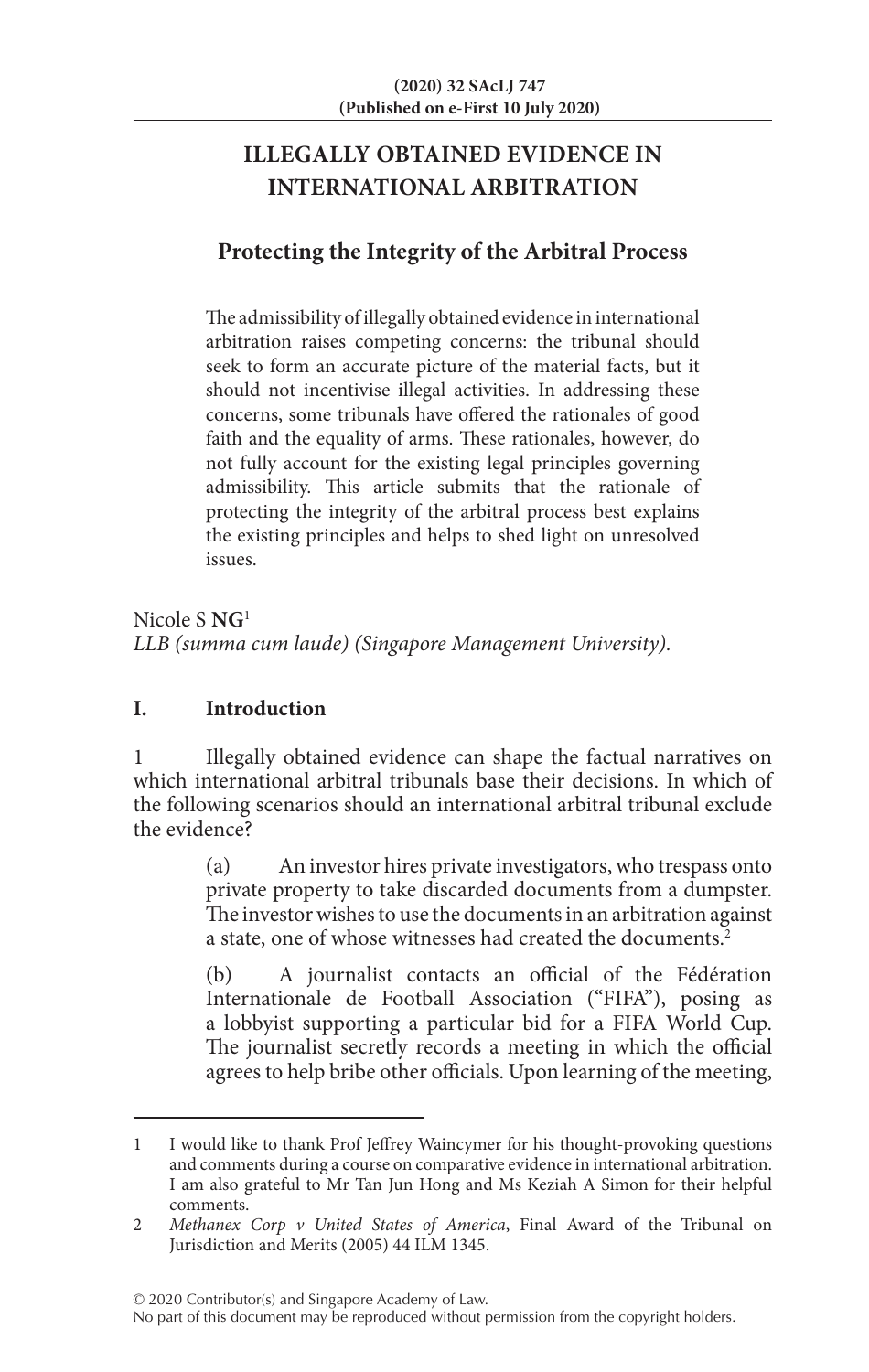# ILLEGALLY OBTAINED EVIDENCE IN INTERNATIONAL ARBITRATION

## Protecting the Integrity of the Arbitral Process

The admissibility of illegally obtained evidence in international arbitration raises competing concerns: the tribunal should seek to form an accurate picture of the material facts, but it should not incentivise illegal activities. In addressing these concerns, some tribunals have offered the rationales of good faith and the equality of arms. These rationales, however, do not fully account for the existing legal principles governing admissibility. This article submits that the rationale of protecting the integrity of the arbitral process best explains the existing principles and helps to shed light on unresolved issues.

Nicole S **NG**[1]
*LLB (summa cum laude) (Singapore Management University).*

## I. Introduction

1 Illegally obtained evidence can shape the factual narratives on which international arbitral tribunals base their decisions. In which of the following scenarios should an international arbitral tribunal exclude the evidence?

> (a) An investor hires private investigators, who trespass onto private property to take discarded documents from a dumpster. The investor wishes to use the documents in an arbitration against a state, one of whose witnesses had created the documents.[2]
>
> (b) A journalist contacts an official of the Fédération Internationale de Football Association ("FIFA"), posing as a lobbyist supporting a particular bid for a FIFA World Cup. The journalist secretly records a meeting in which the official agrees to help bribe other officials. Upon learning of the meeting,

---

1 I would like to thank Prof Jeffrey Waincymer for his thought-provoking questions and comments during a course on comparative evidence in international arbitration. I am also grateful to Mr Tan Jun Hong and Ms Keziah A Simon for their helpful comments.

2 *Methanex Corp v United States of America*, Final Award of the Tribunal on Jurisdiction and Merits (2005) 44 ILM 1345.

© 2020 Contributor(s) and Singapore Academy of Law.
No part of this document may be reproduced without permission from the copyright holders.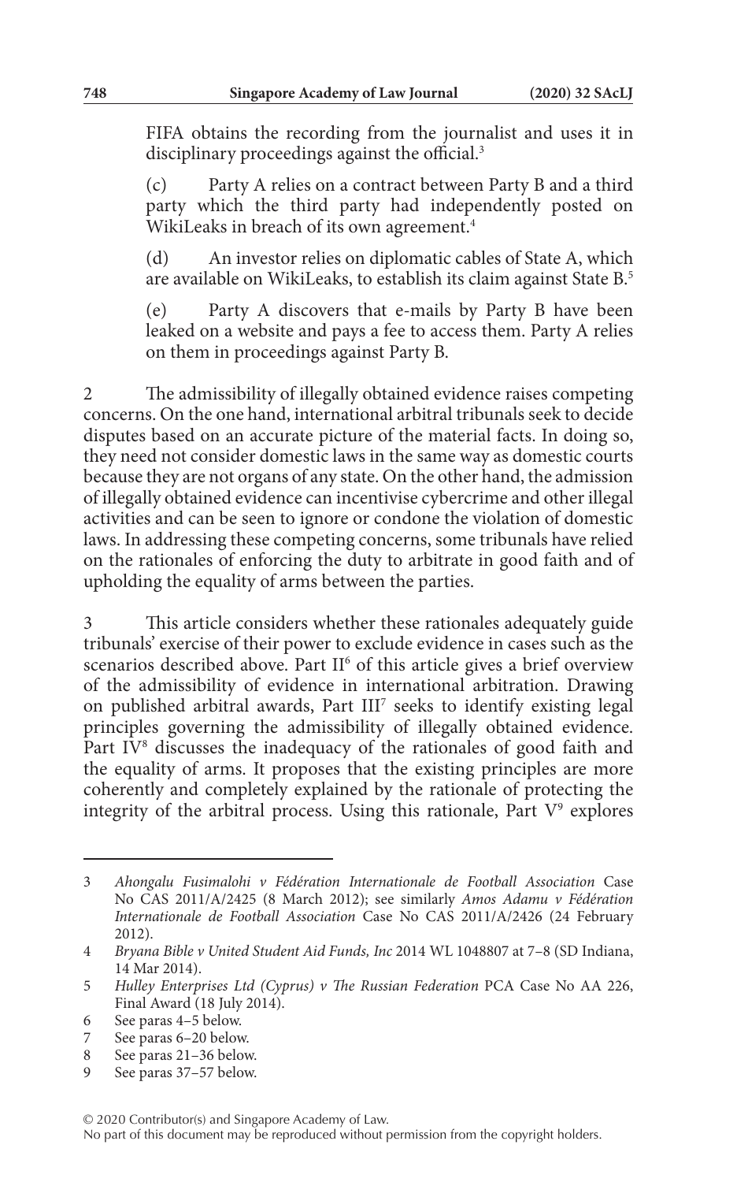FIFA obtains the recording from the journalist and uses it in disciplinary proceedings against the official.[3]

(c) Party A relies on a contract between Party B and a third party which the third party had independently posted on WikiLeaks in breach of its own agreement.[4]

(d) An investor relies on diplomatic cables of State A, which are available on WikiLeaks, to establish its claim against State B.[5]

(e) Party A discovers that e-mails by Party B have been leaked on a website and pays a fee to access them. Party A relies on them in proceedings against Party B.

2 The admissibility of illegally obtained evidence raises competing concerns. On the one hand, international arbitral tribunals seek to decide disputes based on an accurate picture of the material facts. In doing so, they need not consider domestic laws in the same way as domestic courts because they are not organs of any state. On the other hand, the admission of illegally obtained evidence can incentivise cybercrime and other illegal activities and can be seen to ignore or condone the violation of domestic laws. In addressing these competing concerns, some tribunals have relied on the rationales of enforcing the duty to arbitrate in good faith and of upholding the equality of arms between the parties.

3 This article considers whether these rationales adequately guide tribunals' exercise of their power to exclude evidence in cases such as the scenarios described above. Part II[6] of this article gives a brief overview of the admissibility of evidence in international arbitration. Drawing on published arbitral awards, Part III[7] seeks to identify existing legal principles governing the admissibility of illegally obtained evidence. Part IV[8] discusses the inadequacy of the rationales of good faith and the equality of arms. It proposes that the existing principles are more coherently and completely explained by the rationale of protecting the integrity of the arbitral process. Using this rationale, Part V[9] explores

---

3 *Ahongalu Fusimalohi v Fédération Internationale de Football Association* Case No CAS 2011/A/2425 (8 March 2012); see similarly *Amos Adamu v Fédération Internationale de Football Association* Case No CAS 2011/A/2426 (24 February 2012).

4 *Bryana Bible v United Student Aid Funds, Inc* 2014 WL 1048807 at 7–8 (SD Indiana, 14 Mar 2014).

5 *Hulley Enterprises Ltd (Cyprus) v The Russian Federation* PCA Case No AA 226, Final Award (18 July 2014).

6 See paras 4–5 below.

7 See paras 6–20 below.

8 See paras 21–36 below.

9 See paras 37–57 below.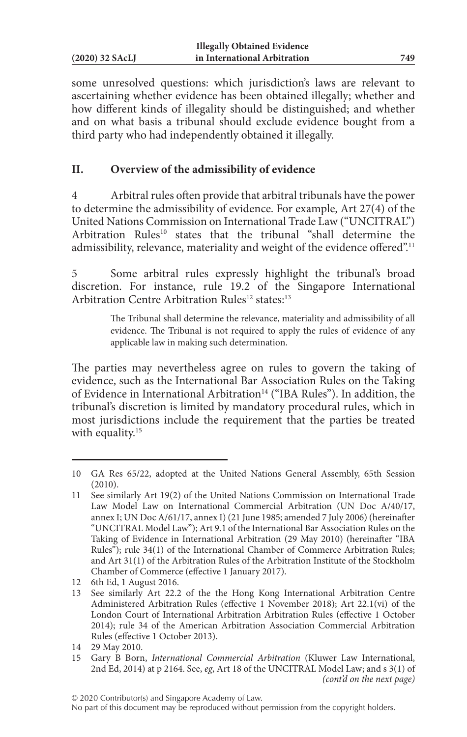some unresolved questions: which jurisdiction's laws are relevant to ascertaining whether evidence has been obtained illegally; whether and how different kinds of illegality should be distinguished; and whether and on what basis a tribunal should exclude evidence bought from a third party who had independently obtained it illegally.

## II. Overview of the admissibility of evidence

4 Arbitral rules often provide that arbitral tribunals have the power to determine the admissibility of evidence. For example, Art 27(4) of the United Nations Commission on International Trade Law ("UNCITRAL") Arbitration Rules[10] states that the tribunal "shall determine the admissibility, relevance, materiality and weight of the evidence offered".[11]

5 Some arbitral rules expressly highlight the tribunal's broad discretion. For instance, rule 19.2 of the Singapore International Arbitration Centre Arbitration Rules[12] states:[13]

> The Tribunal shall determine the relevance, materiality and admissibility of all evidence. The Tribunal is not required to apply the rules of evidence of any applicable law in making such determination.

The parties may nevertheless agree on rules to govern the taking of evidence, such as the International Bar Association Rules on the Taking of Evidence in International Arbitration[14] ("IBA Rules"). In addition, the tribunal's discretion is limited by mandatory procedural rules, which in most jurisdictions include the requirement that the parties be treated with equality.[15]

---

10 GA Res 65/22, adopted at the United Nations General Assembly, 65th Session (2010).

11 See similarly Art 19(2) of the United Nations Commission on International Trade Law Model Law on International Commercial Arbitration (UN Doc A/40/17, annex I; UN Doc A/61/17, annex I) (21 June 1985; amended 7 July 2006) (hereinafter "UNCITRAL Model Law"); Art 9.1 of the International Bar Association Rules on the Taking of Evidence in International Arbitration (29 May 2010) (hereinafter "IBA Rules"); rule 34(1) of the International Chamber of Commerce Arbitration Rules; and Art 31(1) of the Arbitration Rules of the Arbitration Institute of the Stockholm Chamber of Commerce (effective 1 January 2017).

12 6th Ed, 1 August 2016.

13 See similarly Art 22.2 of the the Hong Kong International Arbitration Centre Administered Arbitration Rules (effective 1 November 2018); Art 22.1(vi) of the London Court of International Arbitration Arbitration Rules (effective 1 October 2014); rule 34 of the American Arbitration Association Commercial Arbitration Rules (effective 1 October 2013).

14 29 May 2010.

15 Gary B Born, *International Commercial Arbitration* (Kluwer Law International, 2nd Ed, 2014) at p 2164. See, *eg*, Art 18 of the UNCITRAL Model Law; and s 3(1) of *(cont'd on the next page)*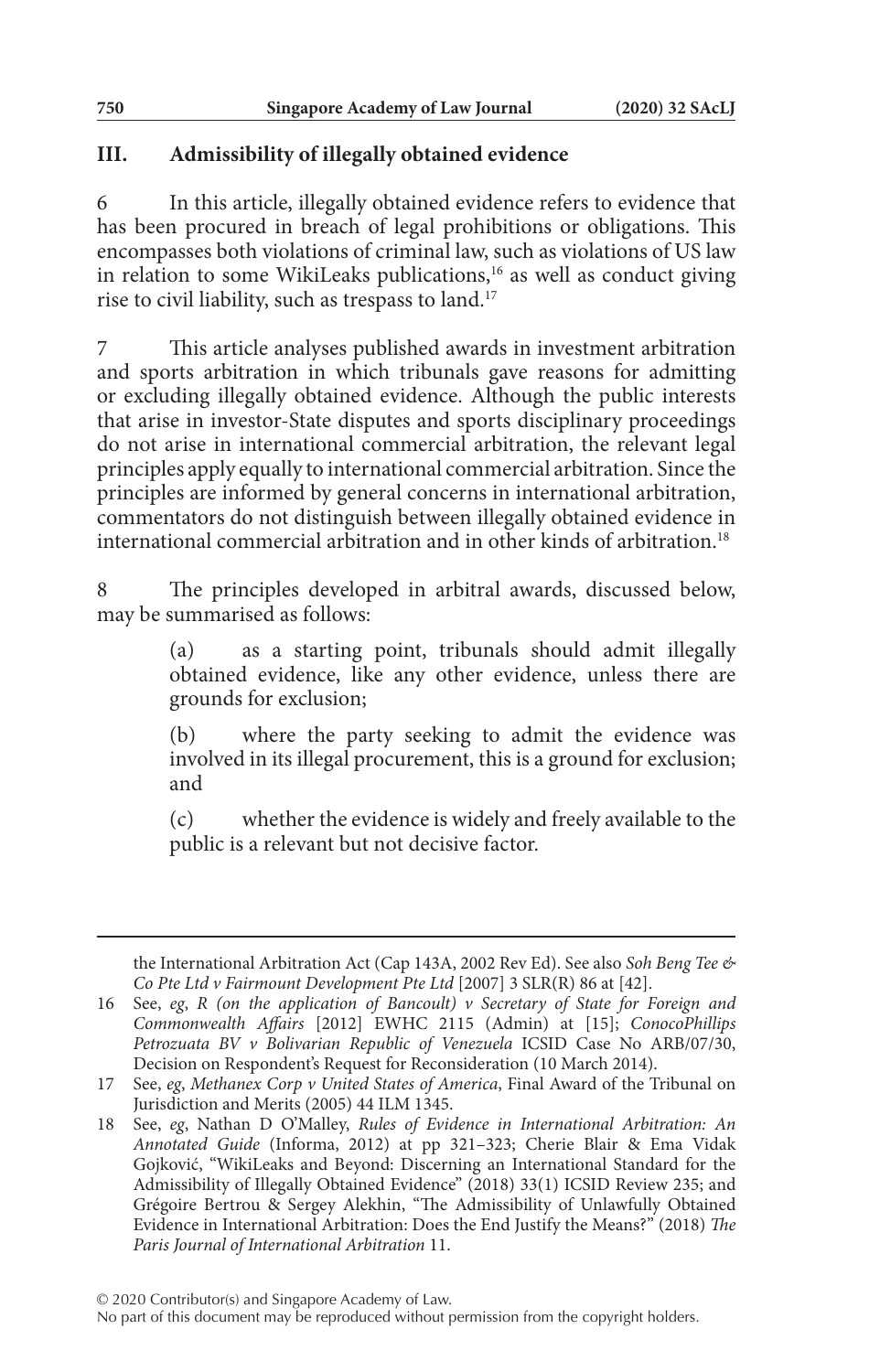## III. Admissibility of illegally obtained evidence

6 In this article, illegally obtained evidence refers to evidence that has been procured in breach of legal prohibitions or obligations. This encompasses both violations of criminal law, such as violations of US law in relation to some WikiLeaks publications,[16] as well as conduct giving rise to civil liability, such as trespass to land.[17]

7 This article analyses published awards in investment arbitration and sports arbitration in which tribunals gave reasons for admitting or excluding illegally obtained evidence. Although the public interests that arise in investor-State disputes and sports disciplinary proceedings do not arise in international commercial arbitration, the relevant legal principles apply equally to international commercial arbitration. Since the principles are informed by general concerns in international arbitration, commentators do not distinguish between illegally obtained evidence in international commercial arbitration and in other kinds of arbitration.[18]

8 The principles developed in arbitral awards, discussed below, may be summarised as follows:

> (a) as a starting point, tribunals should admit illegally obtained evidence, like any other evidence, unless there are grounds for exclusion;
>
> (b) where the party seeking to admit the evidence was involved in its illegal procurement, this is a ground for exclusion; and
>
> (c) whether the evidence is widely and freely available to the public is a relevant but not decisive factor.

---

the International Arbitration Act (Cap 143A, 2002 Rev Ed). See also *Soh Beng Tee & Co Pte Ltd v Fairmount Development Pte Ltd* [2007] 3 SLR(R) 86 at [42].

16 See, *eg*, *R (on the application of Bancoult) v Secretary of State for Foreign and Commonwealth Affairs* [2012] EWHC 2115 (Admin) at [15]; *ConocoPhillips Petrozuata BV v Bolivarian Republic of Venezuela* ICSID Case No ARB/07/30, Decision on Respondent's Request for Reconsideration (10 March 2014).

17 See, *eg*, *Methanex Corp v United States of America*, Final Award of the Tribunal on Jurisdiction and Merits (2005) 44 ILM 1345.

18 See, *eg*, Nathan D O'Malley, *Rules of Evidence in International Arbitration: An Annotated Guide* (Informa, 2012) at pp 321–323; Cherie Blair & Ema Vidak Gojković, "WikiLeaks and Beyond: Discerning an International Standard for the Admissibility of Illegally Obtained Evidence" (2018) 33(1) ICSID Review 235; and Grégoire Bertrou & Sergey Alekhin, "The Admissibility of Unlawfully Obtained Evidence in International Arbitration: Does the End Justify the Means?" (2018) *The Paris Journal of International Arbitration* 11.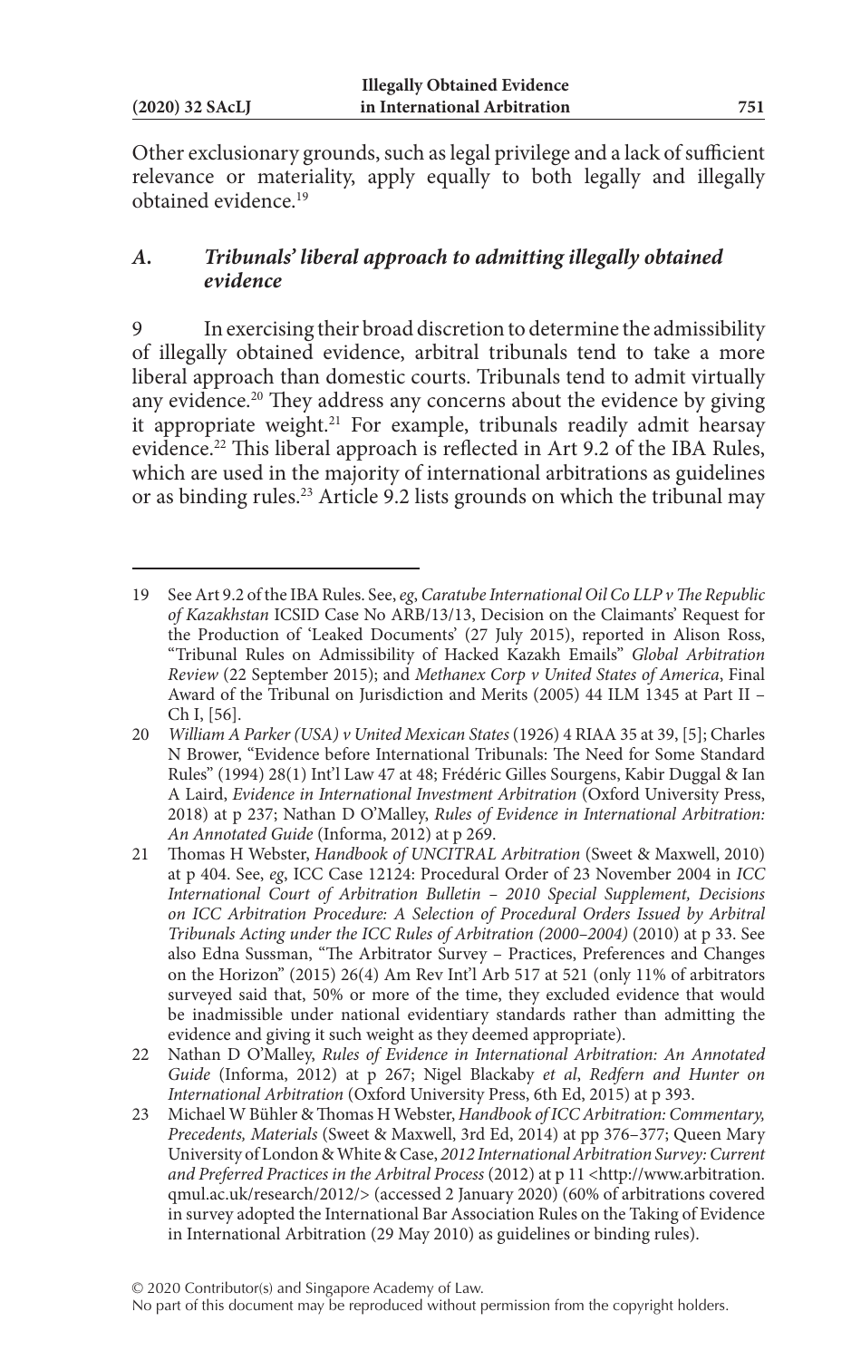Other exclusionary grounds, such as legal privilege and a lack of sufficient relevance or materiality, apply equally to both legally and illegally obtained evidence.[19]

### *A. Tribunals' liberal approach to admitting illegally obtained evidence*

9 In exercising their broad discretion to determine the admissibility of illegally obtained evidence, arbitral tribunals tend to take a more liberal approach than domestic courts. Tribunals tend to admit virtually any evidence.[20] They address any concerns about the evidence by giving it appropriate weight.[21] For example, tribunals readily admit hearsay evidence.[22] This liberal approach is reflected in Art 9.2 of the IBA Rules, which are used in the majority of international arbitrations as guidelines or as binding rules.[23] Article 9.2 lists grounds on which the tribunal may

---

19 See Art 9.2 of the IBA Rules. See, *eg*, *Caratube International Oil Co LLP v The Republic of Kazakhstan* ICSID Case No ARB/13/13, Decision on the Claimants' Request for the Production of 'Leaked Documents' (27 July 2015), reported in Alison Ross, "Tribunal Rules on Admissibility of Hacked Kazakh Emails" *Global Arbitration Review* (22 September 2015); and *Methanex Corp v United States of America*, Final Award of the Tribunal on Jurisdiction and Merits (2005) 44 ILM 1345 at Part II – Ch I, [56].

20 *William A Parker (USA) v United Mexican States* (1926) 4 RIAA 35 at 39, [5]; Charles N Brower, "Evidence before International Tribunals: The Need for Some Standard Rules" (1994) 28(1) Int'l Law 47 at 48; Frédéric Gilles Sourgens, Kabir Duggal & Ian A Laird, *Evidence in International Investment Arbitration* (Oxford University Press, 2018) at p 237; Nathan D O'Malley, *Rules of Evidence in International Arbitration: An Annotated Guide* (Informa, 2012) at p 269.

21 Thomas H Webster, *Handbook of UNCITRAL Arbitration* (Sweet & Maxwell, 2010) at p 404. See, *eg*, ICC Case 12124: Procedural Order of 23 November 2004 in *ICC International Court of Arbitration Bulletin – 2010 Special Supplement, Decisions on ICC Arbitration Procedure: A Selection of Procedural Orders Issued by Arbitral Tribunals Acting under the ICC Rules of Arbitration (2000–2004)* (2010) at p 33. See also Edna Sussman, "The Arbitrator Survey – Practices, Preferences and Changes on the Horizon" (2015) 26(4) Am Rev Int'l Arb 517 at 521 (only 11% of arbitrators surveyed said that, 50% or more of the time, they excluded evidence that would be inadmissible under national evidentiary standards rather than admitting the evidence and giving it such weight as they deemed appropriate).

22 Nathan D O'Malley, *Rules of Evidence in International Arbitration: An Annotated Guide* (Informa, 2012) at p 267; Nigel Blackaby *et al*, *Redfern and Hunter on International Arbitration* (Oxford University Press, 6th Ed, 2015) at p 393.

23 Michael W Bühler & Thomas H Webster, *Handbook of ICC Arbitration: Commentary, Precedents, Materials* (Sweet & Maxwell, 3rd Ed, 2014) at pp 376–377; Queen Mary University of London & White & Case, *2012 International Arbitration Survey: Current and Preferred Practices in the Arbitral Process* (2012) at p 11 <http://www.arbitration.qmul.ac.uk/research/2012/> (accessed 2 January 2020) (60% of arbitrations covered in survey adopted the International Bar Association Rules on the Taking of Evidence in International Arbitration (29 May 2010) as guidelines or binding rules).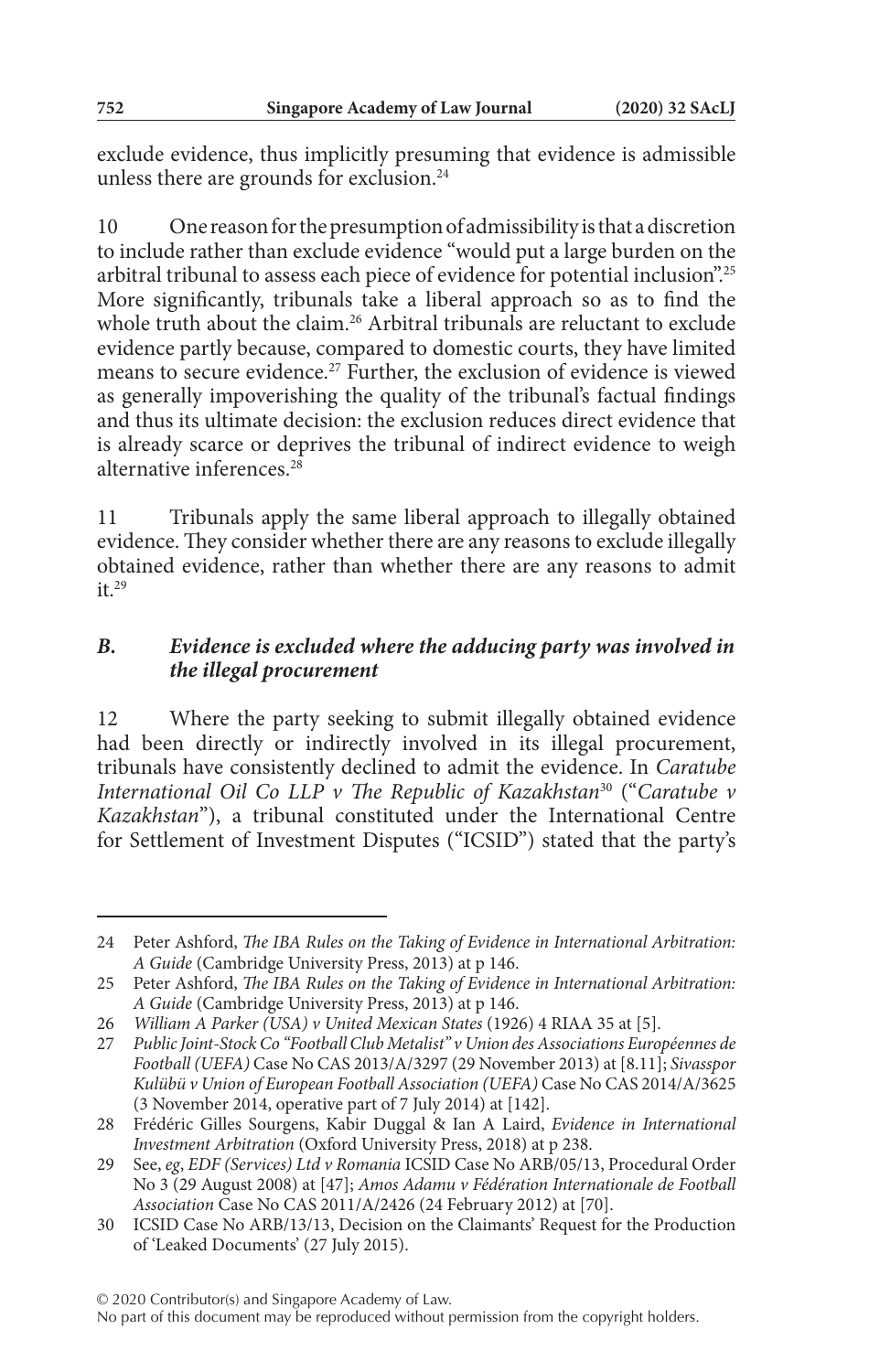exclude evidence, thus implicitly presuming that evidence is admissible unless there are grounds for exclusion.[24]

10 One reason for the presumption of admissibility is that a discretion to include rather than exclude evidence "would put a large burden on the arbitral tribunal to assess each piece of evidence for potential inclusion".[25] More significantly, tribunals take a liberal approach so as to find the whole truth about the claim.[26] Arbitral tribunals are reluctant to exclude evidence partly because, compared to domestic courts, they have limited means to secure evidence.[27] Further, the exclusion of evidence is viewed as generally impoverishing the quality of the tribunal's factual findings and thus its ultimate decision: the exclusion reduces direct evidence that is already scarce or deprives the tribunal of indirect evidence to weigh alternative inferences.[28]

11 Tribunals apply the same liberal approach to illegally obtained evidence. They consider whether there are any reasons to exclude illegally obtained evidence, rather than whether there are any reasons to admit it.[29]

### *B. Evidence is excluded where the adducing party was involved in the illegal procurement*

12 Where the party seeking to submit illegally obtained evidence had been directly or indirectly involved in its illegal procurement, tribunals have consistently declined to admit the evidence. In *Caratube International Oil Co LLP v The Republic of Kazakhstan*[30] ("*Caratube v Kazakhstan*"), a tribunal constituted under the International Centre for Settlement of Investment Disputes ("ICSID") stated that the party's

---

24 Peter Ashford, *The IBA Rules on the Taking of Evidence in International Arbitration: A Guide* (Cambridge University Press, 2013) at p 146.

25 Peter Ashford, *The IBA Rules on the Taking of Evidence in International Arbitration: A Guide* (Cambridge University Press, 2013) at p 146.

26 *William A Parker (USA) v United Mexican States* (1926) 4 RIAA 35 at [5].

27 *Public Joint-Stock Co "Football Club Metalist" v Union des Associations Européennes de Football (UEFA)* Case No CAS 2013/A/3297 (29 November 2013) at [8.11]; *Sivasspor Kulübü v Union of European Football Association (UEFA)* Case No CAS 2014/A/3625 (3 November 2014, operative part of 7 July 2014) at [142].

28 Frédéric Gilles Sourgens, Kabir Duggal & Ian A Laird, *Evidence in International Investment Arbitration* (Oxford University Press, 2018) at p 238.

29 See, *eg*, *EDF (Services) Ltd v Romania* ICSID Case No ARB/05/13, Procedural Order No 3 (29 August 2008) at [47]; *Amos Adamu v Fédération Internationale de Football Association* Case No CAS 2011/A/2426 (24 February 2012) at [70].

30 ICSID Case No ARB/13/13, Decision on the Claimants' Request for the Production of 'Leaked Documents' (27 July 2015).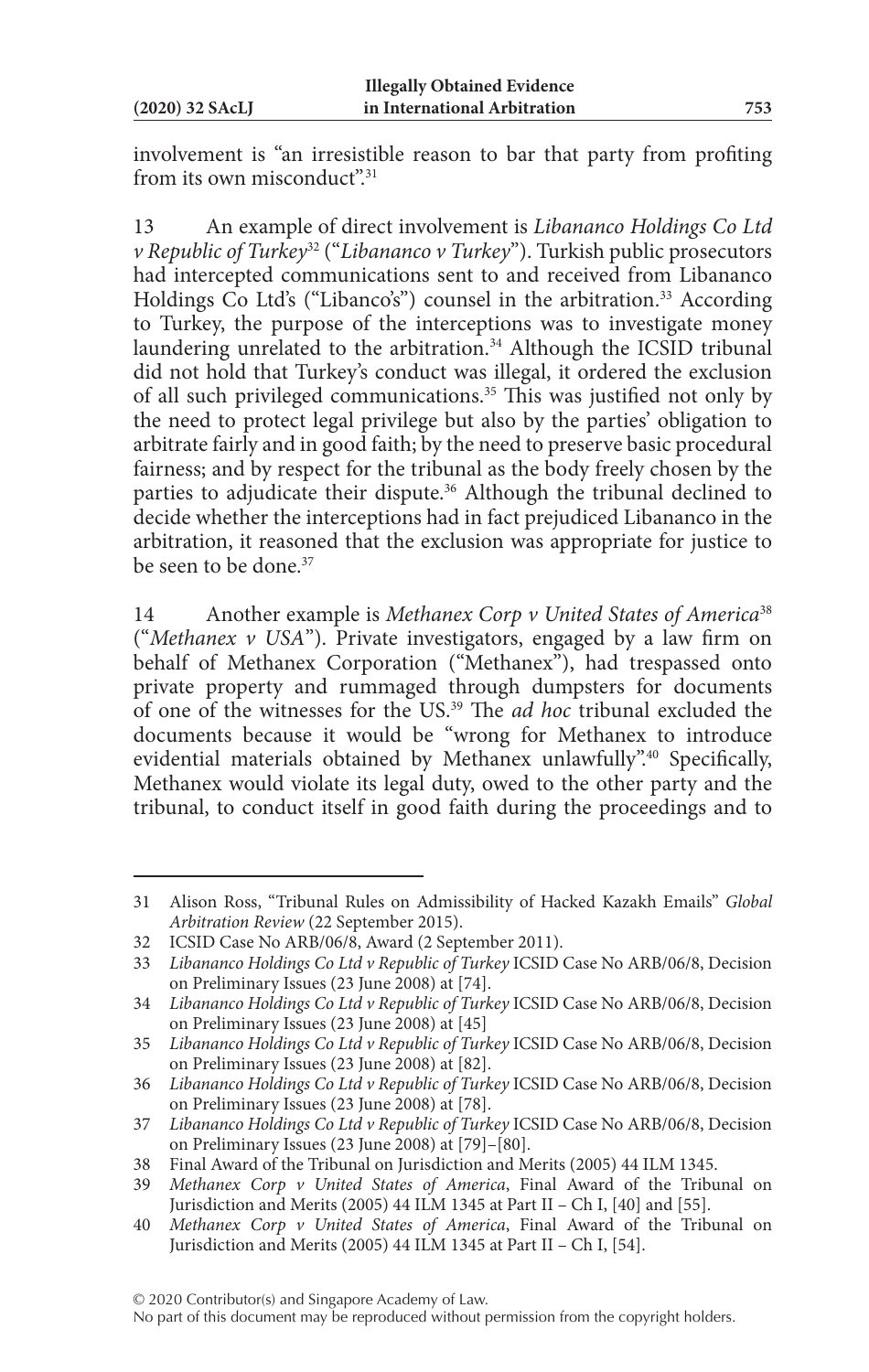involvement is "an irresistible reason to bar that party from profiting from its own misconduct".[31]

13 An example of direct involvement is *Libananco Holdings Co Ltd v Republic of Turkey*[32] ("*Libananco v Turkey*"). Turkish public prosecutors had intercepted communications sent to and received from Libananco Holdings Co Ltd's ("Libanco's") counsel in the arbitration.[33] According to Turkey, the purpose of the interceptions was to investigate money laundering unrelated to the arbitration.[34] Although the ICSID tribunal did not hold that Turkey's conduct was illegal, it ordered the exclusion of all such privileged communications.[35] This was justified not only by the need to protect legal privilege but also by the parties' obligation to arbitrate fairly and in good faith; by the need to preserve basic procedural fairness; and by respect for the tribunal as the body freely chosen by the parties to adjudicate their dispute.[36] Although the tribunal declined to decide whether the interceptions had in fact prejudiced Libananco in the arbitration, it reasoned that the exclusion was appropriate for justice to be seen to be done.[37]

14 Another example is *Methanex Corp v United States of America*[38] ("*Methanex v USA*"). Private investigators, engaged by a law firm on behalf of Methanex Corporation ("Methanex"), had trespassed onto private property and rummaged through dumpsters for documents of one of the witnesses for the US.[39] The *ad hoc* tribunal excluded the documents because it would be "wrong for Methanex to introduce evidential materials obtained by Methanex unlawfully".[40] Specifically, Methanex would violate its legal duty, owed to the other party and the tribunal, to conduct itself in good faith during the proceedings and to

---

31 Alison Ross, "Tribunal Rules on Admissibility of Hacked Kazakh Emails" *Global Arbitration Review* (22 September 2015).

32 ICSID Case No ARB/06/8, Award (2 September 2011).

33 *Libananco Holdings Co Ltd v Republic of Turkey* ICSID Case No ARB/06/8, Decision on Preliminary Issues (23 June 2008) at [74].

34 *Libananco Holdings Co Ltd v Republic of Turkey* ICSID Case No ARB/06/8, Decision on Preliminary Issues (23 June 2008) at [45]

35 *Libananco Holdings Co Ltd v Republic of Turkey* ICSID Case No ARB/06/8, Decision on Preliminary Issues (23 June 2008) at [82].

36 *Libananco Holdings Co Ltd v Republic of Turkey* ICSID Case No ARB/06/8, Decision on Preliminary Issues (23 June 2008) at [78].

37 *Libananco Holdings Co Ltd v Republic of Turkey* ICSID Case No ARB/06/8, Decision on Preliminary Issues (23 June 2008) at [79]–[80].

38 Final Award of the Tribunal on Jurisdiction and Merits (2005) 44 ILM 1345.

39 *Methanex Corp v United States of America*, Final Award of the Tribunal on Jurisdiction and Merits (2005) 44 ILM 1345 at Part II – Ch I, [40] and [55].

40 *Methanex Corp v United States of America*, Final Award of the Tribunal on Jurisdiction and Merits (2005) 44 ILM 1345 at Part II – Ch I, [54].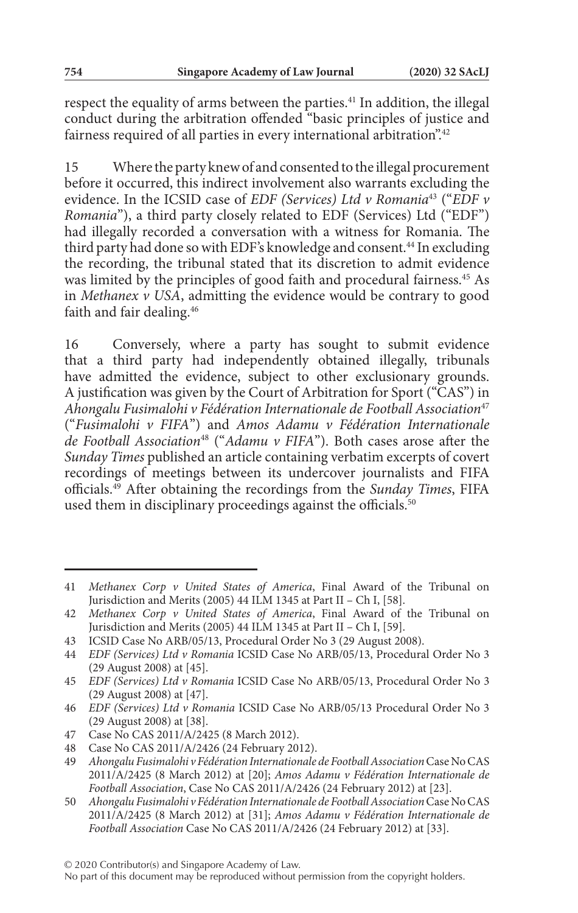respect the equality of arms between the parties.[41] In addition, the illegal conduct during the arbitration offended "basic principles of justice and fairness required of all parties in every international arbitration".[42]

15 Where the party knew of and consented to the illegal procurement before it occurred, this indirect involvement also warrants excluding the evidence. In the ICSID case of *EDF (Services) Ltd v Romania*[43] ("*EDF v Romania*"), a third party closely related to EDF (Services) Ltd ("EDF") had illegally recorded a conversation with a witness for Romania. The third party had done so with EDF's knowledge and consent.[44] In excluding the recording, the tribunal stated that its discretion to admit evidence was limited by the principles of good faith and procedural fairness.[45] As in *Methanex v USA*, admitting the evidence would be contrary to good faith and fair dealing.[46]

16 Conversely, where a party has sought to submit evidence that a third party had independently obtained illegally, tribunals have admitted the evidence, subject to other exclusionary grounds. A justification was given by the Court of Arbitration for Sport ("CAS") in *Ahongalu Fusimalohi v Fédération Internationale de Football Association*[47] ("*Fusimalohi v FIFA*") and *Amos Adamu v Fédération Internationale de Football Association*[48] ("*Adamu v FIFA*"). Both cases arose after the *Sunday Times* published an article containing verbatim excerpts of covert recordings of meetings between its undercover journalists and FIFA officials.[49] After obtaining the recordings from the *Sunday Times*, FIFA used them in disciplinary proceedings against the officials.[50]

---

41 *Methanex Corp v United States of America*, Final Award of the Tribunal on Jurisdiction and Merits (2005) 44 ILM 1345 at Part II – Ch I, [58].

42 *Methanex Corp v United States of America*, Final Award of the Tribunal on Jurisdiction and Merits (2005) 44 ILM 1345 at Part II – Ch I, [59].

43 ICSID Case No ARB/05/13, Procedural Order No 3 (29 August 2008).

44 *EDF (Services) Ltd v Romania* ICSID Case No ARB/05/13, Procedural Order No 3 (29 August 2008) at [45].

45 *EDF (Services) Ltd v Romania* ICSID Case No ARB/05/13, Procedural Order No 3 (29 August 2008) at [47].

46 *EDF (Services) Ltd v Romania* ICSID Case No ARB/05/13 Procedural Order No 3 (29 August 2008) at [38].

47 Case No CAS 2011/A/2425 (8 March 2012).

48 Case No CAS 2011/A/2426 (24 February 2012).

49 *Ahongalu Fusimalohi v Fédération Internationale de Football Association* Case No CAS 2011/A/2425 (8 March 2012) at [20]; *Amos Adamu v Fédération Internationale de Football Association*, Case No CAS 2011/A/2426 (24 February 2012) at [23].

50 *Ahongalu Fusimalohi v Fédération Internationale de Football Association* Case No CAS 2011/A/2425 (8 March 2012) at [31]; *Amos Adamu v Fédération Internationale de Football Association* Case No CAS 2011/A/2426 (24 February 2012) at [33].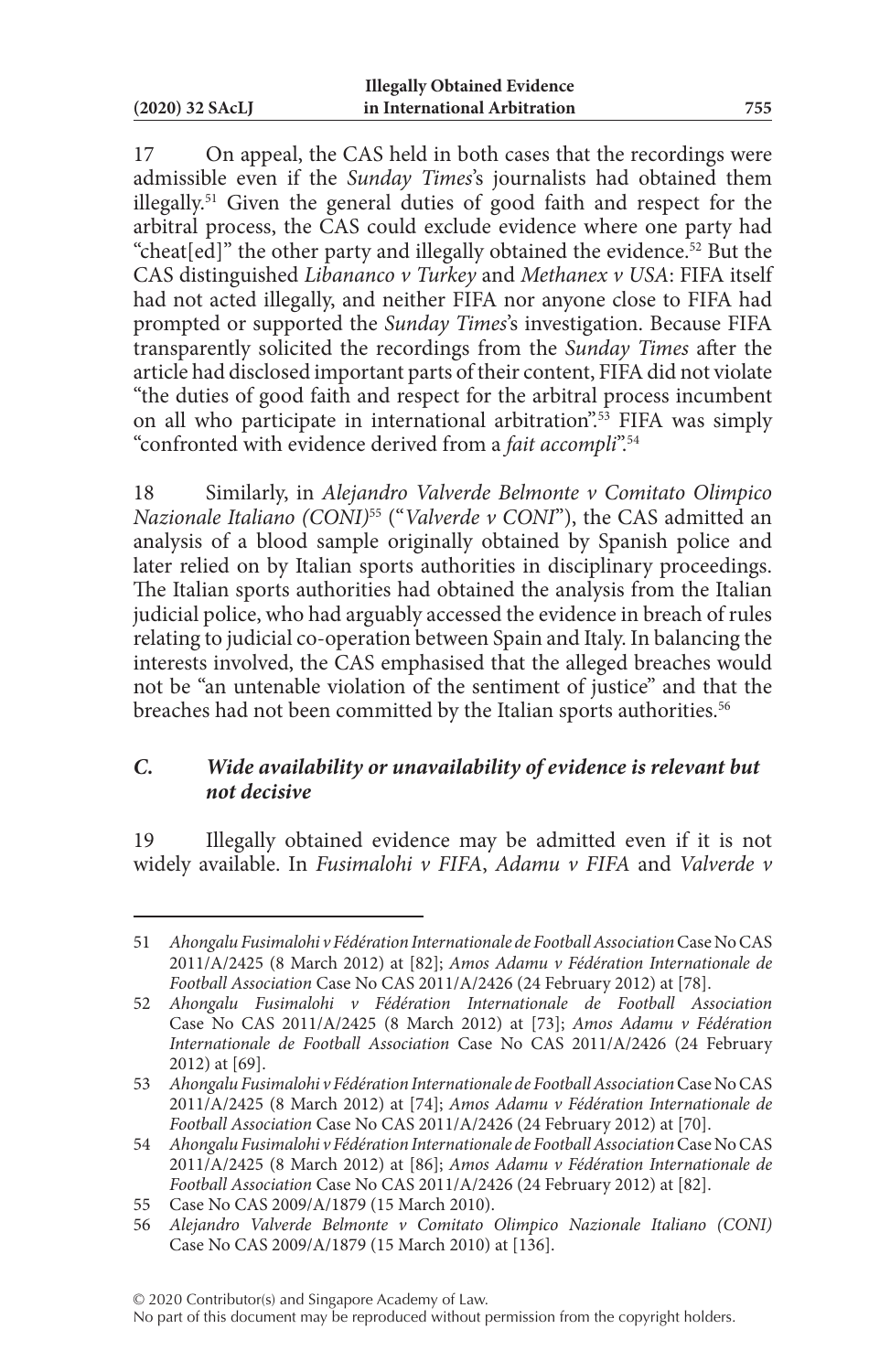17 On appeal, the CAS held in both cases that the recordings were admissible even if the *Sunday Times*'s journalists had obtained them illegally.[51] Given the general duties of good faith and respect for the arbitral process, the CAS could exclude evidence where one party had "cheat[ed]" the other party and illegally obtained the evidence.[52] But the CAS distinguished *Libananco v Turkey* and *Methanex v USA*: FIFA itself had not acted illegally, and neither FIFA nor anyone close to FIFA had prompted or supported the *Sunday Times*'s investigation. Because FIFA transparently solicited the recordings from the *Sunday Times* after the article had disclosed important parts of their content, FIFA did not violate "the duties of good faith and respect for the arbitral process incumbent on all who participate in international arbitration".[53] FIFA was simply "confronted with evidence derived from a *fait accompli*".[54]

18 Similarly, in *Alejandro Valverde Belmonte v Comitato Olimpico Nazionale Italiano (CONI)*[55] ("*Valverde v CONI*"), the CAS admitted an analysis of a blood sample originally obtained by Spanish police and later relied on by Italian sports authorities in disciplinary proceedings. The Italian sports authorities had obtained the analysis from the Italian judicial police, who had arguably accessed the evidence in breach of rules relating to judicial co-operation between Spain and Italy. In balancing the interests involved, the CAS emphasised that the alleged breaches would not be "an untenable violation of the sentiment of justice" and that the breaches had not been committed by the Italian sports authorities.[56]

### *C. Wide availability or unavailability of evidence is relevant but not decisive*

19 Illegally obtained evidence may be admitted even if it is not widely available. In *Fusimalohi v FIFA*, *Adamu v FIFA* and *Valverde v*

---

51 *Ahongalu Fusimalohi v Fédération Internationale de Football Association* Case No CAS 2011/A/2425 (8 March 2012) at [82]; *Amos Adamu v Fédération Internationale de Football Association* Case No CAS 2011/A/2426 (24 February 2012) at [78].

52 *Ahongalu Fusimalohi v Fédération Internationale de Football Association* Case No CAS 2011/A/2425 (8 March 2012) at [73]; *Amos Adamu v Fédération Internationale de Football Association* Case No CAS 2011/A/2426 (24 February 2012) at [69].

53 *Ahongalu Fusimalohi v Fédération Internationale de Football Association* Case No CAS 2011/A/2425 (8 March 2012) at [74]; *Amos Adamu v Fédération Internationale de Football Association* Case No CAS 2011/A/2426 (24 February 2012) at [70].

54 *Ahongalu Fusimalohi v Fédération Internationale de Football Association* Case No CAS 2011/A/2425 (8 March 2012) at [86]; *Amos Adamu v Fédération Internationale de Football Association* Case No CAS 2011/A/2426 (24 February 2012) at [82].

55 Case No CAS 2009/A/1879 (15 March 2010).

56 *Alejandro Valverde Belmonte v Comitato Olimpico Nazionale Italiano (CONI)* Case No CAS 2009/A/1879 (15 March 2010) at [136].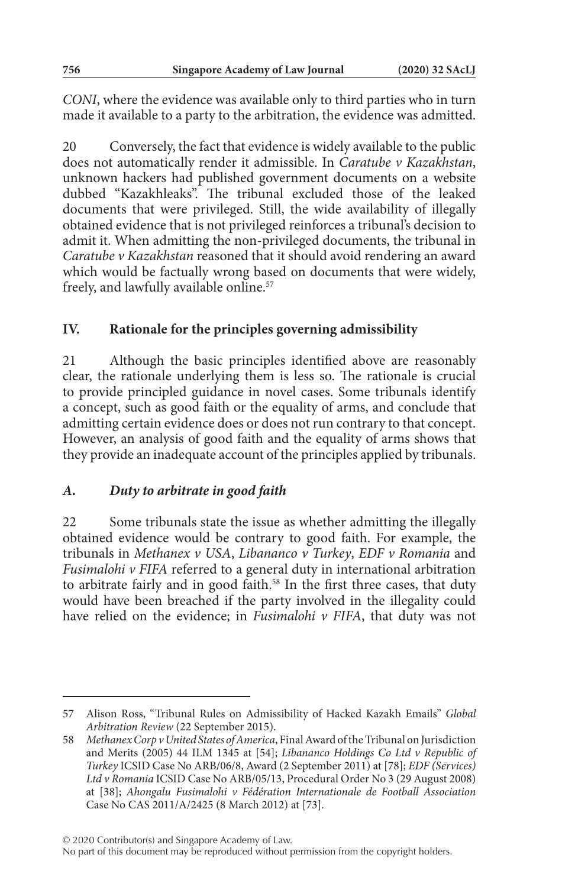*CONI*, where the evidence was available only to third parties who in turn made it available to a party to the arbitration, the evidence was admitted.

20 Conversely, the fact that evidence is widely available to the public does not automatically render it admissible. In *Caratube v Kazakhstan*, unknown hackers had published government documents on a website dubbed "Kazakhleaks". The tribunal excluded those of the leaked documents that were privileged. Still, the wide availability of illegally obtained evidence that is not privileged reinforces a tribunal's decision to admit it. When admitting the non-privileged documents, the tribunal in *Caratube v Kazakhstan* reasoned that it should avoid rendering an award which would be factually wrong based on documents that were widely, freely, and lawfully available online.[57]

## IV. Rationale for the principles governing admissibility

21 Although the basic principles identified above are reasonably clear, the rationale underlying them is less so. The rationale is crucial to provide principled guidance in novel cases. Some tribunals identify a concept, such as good faith or the equality of arms, and conclude that admitting certain evidence does or does not run contrary to that concept. However, an analysis of good faith and the equality of arms shows that they provide an inadequate account of the principles applied by tribunals.

### *A. Duty to arbitrate in good faith*

22 Some tribunals state the issue as whether admitting the illegally obtained evidence would be contrary to good faith. For example, the tribunals in *Methanex v USA*, *Libananco v Turkey*, *EDF v Romania* and *Fusimalohi v FIFA* referred to a general duty in international arbitration to arbitrate fairly and in good faith.[58] In the first three cases, that duty would have been breached if the party involved in the illegality could have relied on the evidence; in *Fusimalohi v FIFA*, that duty was not

---

57 Alison Ross, "Tribunal Rules on Admissibility of Hacked Kazakh Emails" *Global Arbitration Review* (22 September 2015).

58 *Methanex Corp v United States of America*, Final Award of the Tribunal on Jurisdiction and Merits (2005) 44 ILM 1345 at [54]; *Libananco Holdings Co Ltd v Republic of Turkey* ICSID Case No ARB/06/8, Award (2 September 2011) at [78]; *EDF (Services) Ltd v Romania* ICSID Case No ARB/05/13, Procedural Order No 3 (29 August 2008) at [38]; *Ahongalu Fusimalohi v Fédération Internationale de Football Association* Case No CAS 2011/A/2425 (8 March 2012) at [73].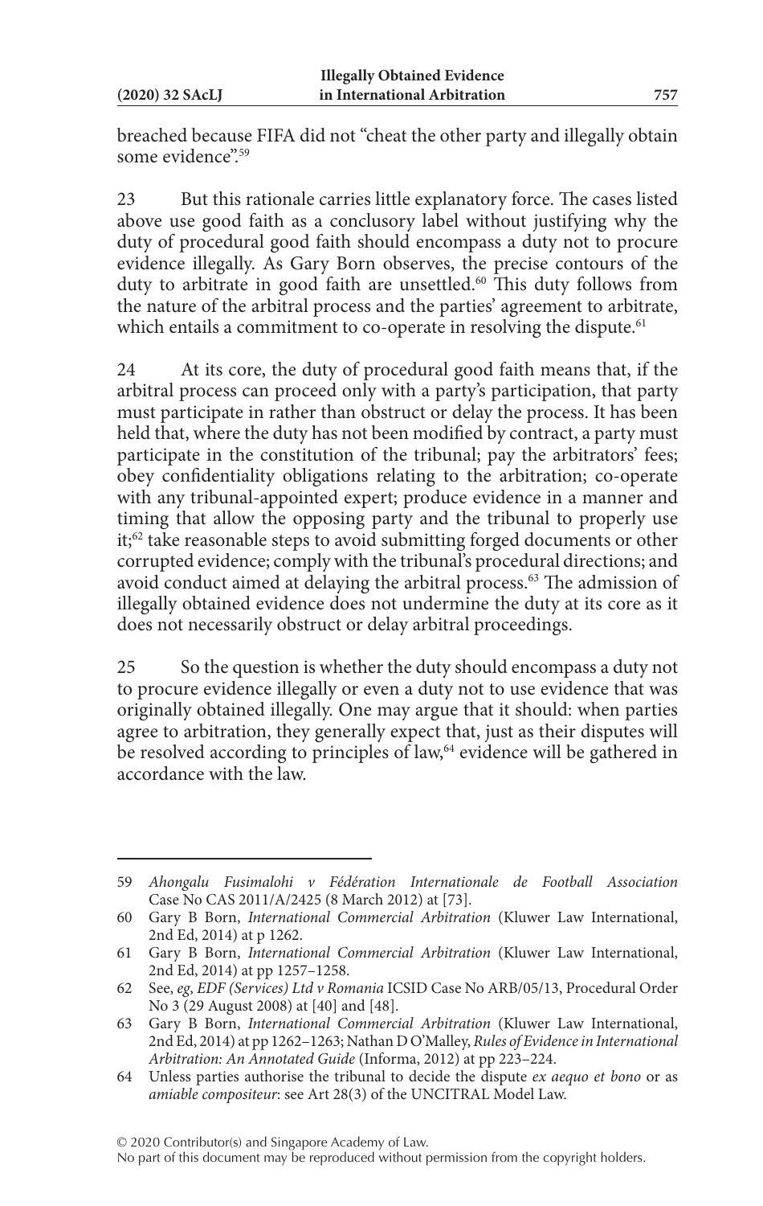breached because FIFA did not "cheat the other party and illegally obtain some evidence".[59]

23 But this rationale carries little explanatory force. The cases listed above use good faith as a conclusory label without justifying why the duty of procedural good faith should encompass a duty not to procure evidence illegally. As Gary Born observes, the precise contours of the duty to arbitrate in good faith are unsettled.[60] This duty follows from the nature of the arbitral process and the parties' agreement to arbitrate, which entails a commitment to co-operate in resolving the dispute.[61]

24 At its core, the duty of procedural good faith means that, if the arbitral process can proceed only with a party's participation, that party must participate in rather than obstruct or delay the process. It has been held that, where the duty has not been modified by contract, a party must participate in the constitution of the tribunal; pay the arbitrators' fees; obey confidentiality obligations relating to the arbitration; co-operate with any tribunal-appointed expert; produce evidence in a manner and timing that allow the opposing party and the tribunal to properly use it;[62] take reasonable steps to avoid submitting forged documents or other corrupted evidence; comply with the tribunal's procedural directions; and avoid conduct aimed at delaying the arbitral process.[63] The admission of illegally obtained evidence does not undermine the duty at its core as it does not necessarily obstruct or delay arbitral proceedings.

25 So the question is whether the duty should encompass a duty not to procure evidence illegally or even a duty not to use evidence that was originally obtained illegally. One may argue that it should: when parties agree to arbitration, they generally expect that, just as their disputes will be resolved according to principles of law,[64] evidence will be gathered in accordance with the law.

---

59 *Ahongalu Fusimalohi v Fédération Internationale de Football Association* Case No CAS 2011/A/2425 (8 March 2012) at [73].

60 Gary B Born, *International Commercial Arbitration* (Kluwer Law International, 2nd Ed, 2014) at p 1262.

61 Gary B Born, *International Commercial Arbitration* (Kluwer Law International, 2nd Ed, 2014) at pp 1257–1258.

62 See, *eg*, *EDF (Services) Ltd v Romania* ICSID Case No ARB/05/13, Procedural Order No 3 (29 August 2008) at [40] and [48].

63 Gary B Born, *International Commercial Arbitration* (Kluwer Law International, 2nd Ed, 2014) at pp 1262–1263; Nathan D O'Malley, *Rules of Evidence in International Arbitration: An Annotated Guide* (Informa, 2012) at pp 223–224.

64 Unless parties authorise the tribunal to decide the dispute *ex aequo et bono* or as *amiable compositeur*: see Art 28(3) of the UNCITRAL Model Law.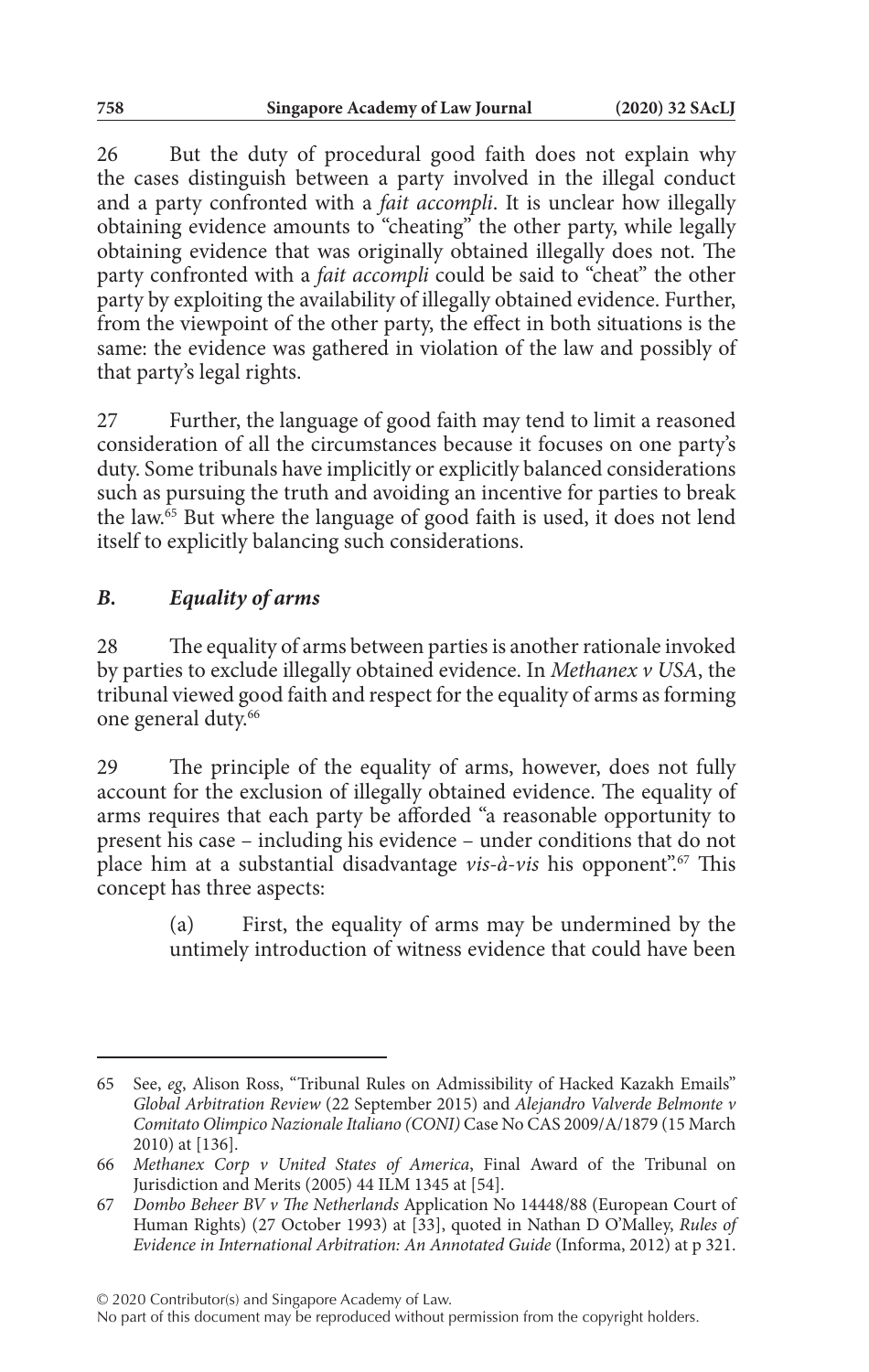26 But the duty of procedural good faith does not explain why the cases distinguish between a party involved in the illegal conduct and a party confronted with a *fait accompli*. It is unclear how illegally obtaining evidence amounts to "cheating" the other party, while legally obtaining evidence that was originally obtained illegally does not. The party confronted with a *fait accompli* could be said to "cheat" the other party by exploiting the availability of illegally obtained evidence. Further, from the viewpoint of the other party, the effect in both situations is the same: the evidence was gathered in violation of the law and possibly of that party's legal rights.

27 Further, the language of good faith may tend to limit a reasoned consideration of all the circumstances because it focuses on one party's duty. Some tribunals have implicitly or explicitly balanced considerations such as pursuing the truth and avoiding an incentive for parties to break the law.[65] But where the language of good faith is used, it does not lend itself to explicitly balancing such considerations.

### *B. Equality of arms*

28 The equality of arms between parties is another rationale invoked by parties to exclude illegally obtained evidence. In *Methanex v USA*, the tribunal viewed good faith and respect for the equality of arms as forming one general duty.[66]

29 The principle of the equality of arms, however, does not fully account for the exclusion of illegally obtained evidence. The equality of arms requires that each party be afforded "a reasonable opportunity to present his case – including his evidence – under conditions that do not place him at a substantial disadvantage *vis-à-vis* his opponent".[67] This concept has three aspects:

> (a) First, the equality of arms may be undermined by the untimely introduction of witness evidence that could have been

---

65 See, *eg*, Alison Ross, "Tribunal Rules on Admissibility of Hacked Kazakh Emails" *Global Arbitration Review* (22 September 2015) and *Alejandro Valverde Belmonte v Comitato Olimpico Nazionale Italiano (CONI)* Case No CAS 2009/A/1879 (15 March 2010) at [136].

66 *Methanex Corp v United States of America*, Final Award of the Tribunal on Jurisdiction and Merits (2005) 44 ILM 1345 at [54].

67 *Dombo Beheer BV v The Netherlands* Application No 14448/88 (European Court of Human Rights) (27 October 1993) at [33], quoted in Nathan D O'Malley, *Rules of Evidence in International Arbitration: An Annotated Guide* (Informa, 2012) at p 321.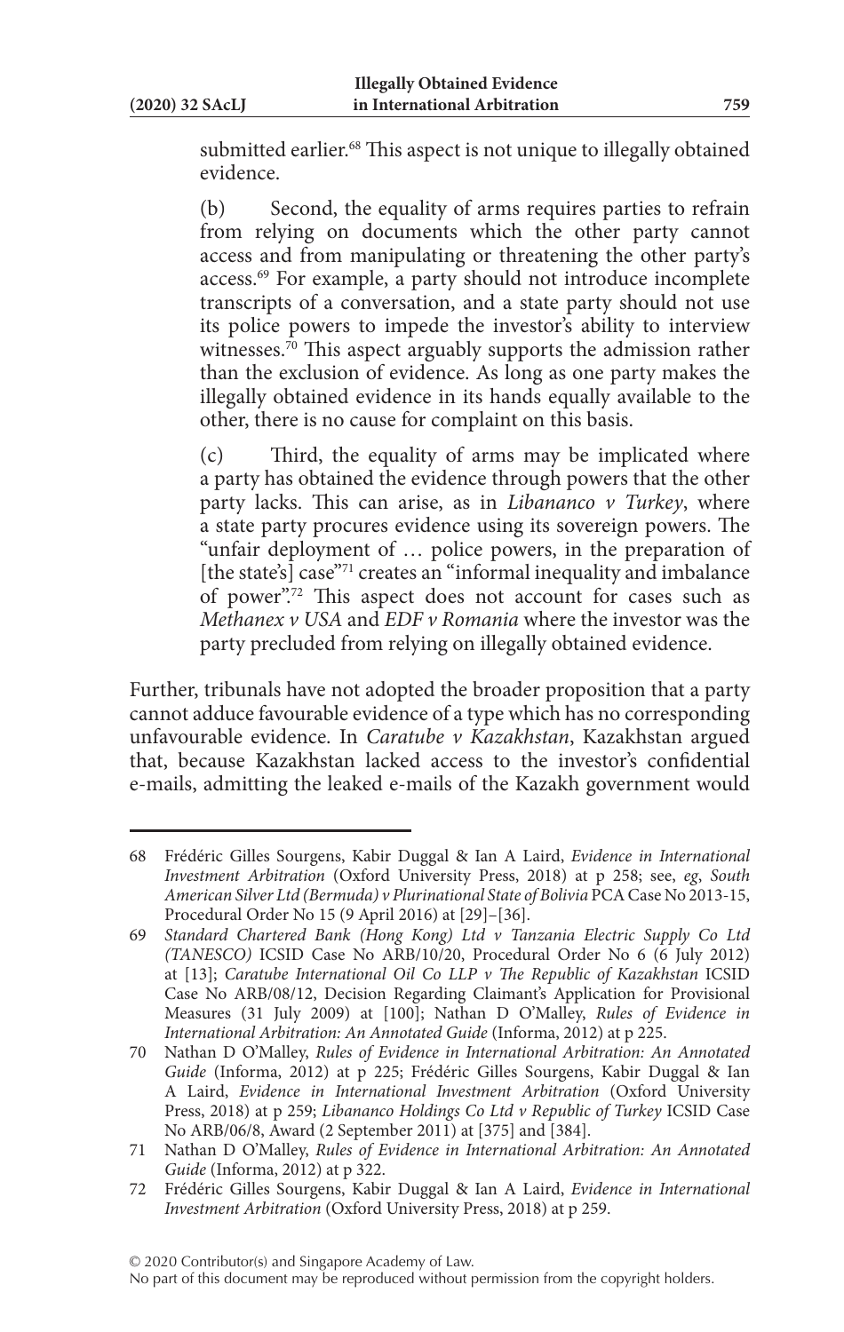submitted earlier.[68] This aspect is not unique to illegally obtained evidence.

(b) Second, the equality of arms requires parties to refrain from relying on documents which the other party cannot access and from manipulating or threatening the other party's access.[69] For example, a party should not introduce incomplete transcripts of a conversation, and a state party should not use its police powers to impede the investor's ability to interview witnesses.[70] This aspect arguably supports the admission rather than the exclusion of evidence. As long as one party makes the illegally obtained evidence in its hands equally available to the other, there is no cause for complaint on this basis.

(c) Third, the equality of arms may be implicated where a party has obtained the evidence through powers that the other party lacks. This can arise, as in *Libananco v Turkey*, where a state party procures evidence using its sovereign powers. The "unfair deployment of … police powers, in the preparation of [the state's] case"[71] creates an "informal inequality and imbalance of power".[72] This aspect does not account for cases such as *Methanex v USA* and *EDF v Romania* where the investor was the party precluded from relying on illegally obtained evidence.

Further, tribunals have not adopted the broader proposition that a party cannot adduce favourable evidence of a type which has no corresponding unfavourable evidence. In *Caratube v Kazakhstan*, Kazakhstan argued that, because Kazakhstan lacked access to the investor's confidential e-mails, admitting the leaked e-mails of the Kazakh government would

---

68 Frédéric Gilles Sourgens, Kabir Duggal & Ian A Laird, *Evidence in International Investment Arbitration* (Oxford University Press, 2018) at p 258; see, *eg*, *South American Silver Ltd (Bermuda) v Plurinational State of Bolivia* PCA Case No 2013-15, Procedural Order No 15 (9 April 2016) at [29]–[36].

69 *Standard Chartered Bank (Hong Kong) Ltd v Tanzania Electric Supply Co Ltd (TANESCO)* ICSID Case No ARB/10/20, Procedural Order No 6 (6 July 2012) at [13]; *Caratube International Oil Co LLP v The Republic of Kazakhstan* ICSID Case No ARB/08/12, Decision Regarding Claimant's Application for Provisional Measures (31 July 2009) at [100]; Nathan D O'Malley, *Rules of Evidence in International Arbitration: An Annotated Guide* (Informa, 2012) at p 225.

70 Nathan D O'Malley, *Rules of Evidence in International Arbitration: An Annotated Guide* (Informa, 2012) at p 225; Frédéric Gilles Sourgens, Kabir Duggal & Ian A Laird, *Evidence in International Investment Arbitration* (Oxford University Press, 2018) at p 259; *Libananco Holdings Co Ltd v Republic of Turkey* ICSID Case No ARB/06/8, Award (2 September 2011) at [375] and [384].

71 Nathan D O'Malley, *Rules of Evidence in International Arbitration: An Annotated Guide* (Informa, 2012) at p 322.

72 Frédéric Gilles Sourgens, Kabir Duggal & Ian A Laird, *Evidence in International Investment Arbitration* (Oxford University Press, 2018) at p 259.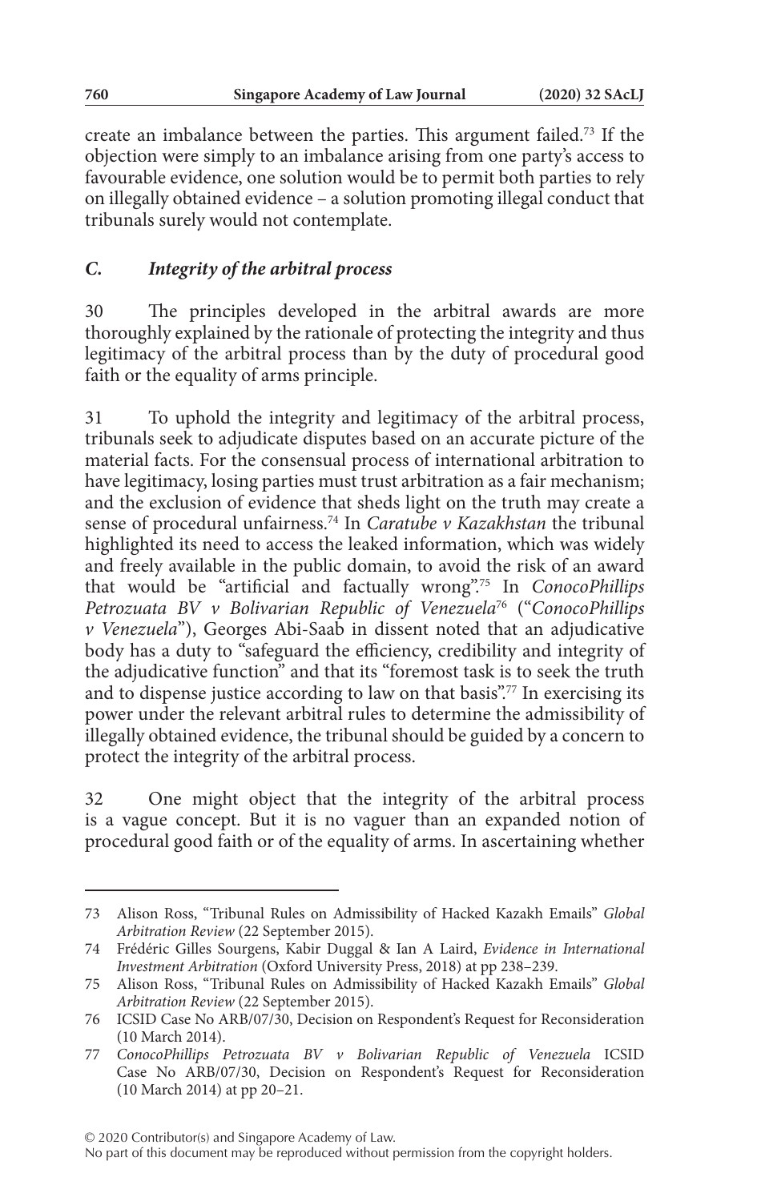create an imbalance between the parties. This argument failed.[73] If the objection were simply to an imbalance arising from one party's access to favourable evidence, one solution would be to permit both parties to rely on illegally obtained evidence – a solution promoting illegal conduct that tribunals surely would not contemplate.

### *C. Integrity of the arbitral process*

30 The principles developed in the arbitral awards are more thoroughly explained by the rationale of protecting the integrity and thus legitimacy of the arbitral process than by the duty of procedural good faith or the equality of arms principle.

31 To uphold the integrity and legitimacy of the arbitral process, tribunals seek to adjudicate disputes based on an accurate picture of the material facts. For the consensual process of international arbitration to have legitimacy, losing parties must trust arbitration as a fair mechanism; and the exclusion of evidence that sheds light on the truth may create a sense of procedural unfairness.[74] In *Caratube v Kazakhstan* the tribunal highlighted its need to access the leaked information, which was widely and freely available in the public domain, to avoid the risk of an award that would be "artificial and factually wrong".[75] In *ConocoPhillips Petrozuata BV v Bolivarian Republic of Venezuela*[76] ("*ConocoPhillips v Venezuela*"), Georges Abi-Saab in dissent noted that an adjudicative body has a duty to "safeguard the efficiency, credibility and integrity of the adjudicative function" and that its "foremost task is to seek the truth and to dispense justice according to law on that basis".[77] In exercising its power under the relevant arbitral rules to determine the admissibility of illegally obtained evidence, the tribunal should be guided by a concern to protect the integrity of the arbitral process.

32 One might object that the integrity of the arbitral process is a vague concept. But it is no vaguer than an expanded notion of procedural good faith or of the equality of arms. In ascertaining whether

---

73 Alison Ross, "Tribunal Rules on Admissibility of Hacked Kazakh Emails" *Global Arbitration Review* (22 September 2015).

74 Frédéric Gilles Sourgens, Kabir Duggal & Ian A Laird, *Evidence in International Investment Arbitration* (Oxford University Press, 2018) at pp 238–239.

75 Alison Ross, "Tribunal Rules on Admissibility of Hacked Kazakh Emails" *Global Arbitration Review* (22 September 2015).

76 ICSID Case No ARB/07/30, Decision on Respondent's Request for Reconsideration (10 March 2014).

77 *ConocoPhillips Petrozuata BV v Bolivarian Republic of Venezuela* ICSID Case No ARB/07/30, Decision on Respondent's Request for Reconsideration (10 March 2014) at pp 20–21.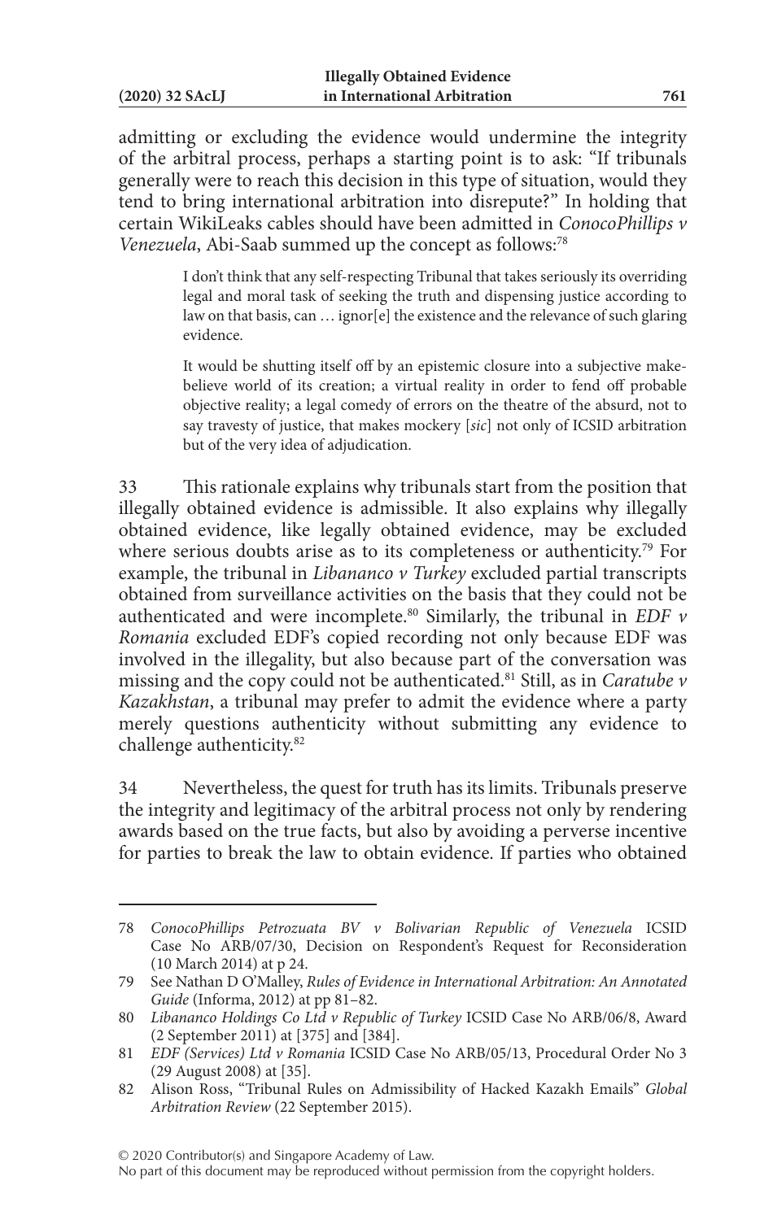admitting or excluding the evidence would undermine the integrity of the arbitral process, perhaps a starting point is to ask: "If tribunals generally were to reach this decision in this type of situation, would they tend to bring international arbitration into disrepute?" In holding that certain WikiLeaks cables should have been admitted in *ConocoPhillips v Venezuela*, Abi-Saab summed up the concept as follows:[78]

> I don't think that any self-respecting Tribunal that takes seriously its overriding legal and moral task of seeking the truth and dispensing justice according to law on that basis, can … ignor[e] the existence and the relevance of such glaring evidence.
>
> It would be shutting itself off by an epistemic closure into a subjective make-believe world of its creation; a virtual reality in order to fend off probable objective reality; a legal comedy of errors on the theatre of the absurd, not to say travesty of justice, that makes mockery [*sic*] not only of ICSID arbitration but of the very idea of adjudication.

33 This rationale explains why tribunals start from the position that illegally obtained evidence is admissible. It also explains why illegally obtained evidence, like legally obtained evidence, may be excluded where serious doubts arise as to its completeness or authenticity.[79] For example, the tribunal in *Libananco v Turkey* excluded partial transcripts obtained from surveillance activities on the basis that they could not be authenticated and were incomplete.[80] Similarly, the tribunal in *EDF v Romania* excluded EDF's copied recording not only because EDF was involved in the illegality, but also because part of the conversation was missing and the copy could not be authenticated.[81] Still, as in *Caratube v Kazakhstan*, a tribunal may prefer to admit the evidence where a party merely questions authenticity without submitting any evidence to challenge authenticity.[82]

34 Nevertheless, the quest for truth has its limits. Tribunals preserve the integrity and legitimacy of the arbitral process not only by rendering awards based on the true facts, but also by avoiding a perverse incentive for parties to break the law to obtain evidence. If parties who obtained

---

78 *ConocoPhillips Petrozuata BV v Bolivarian Republic of Venezuela* ICSID Case No ARB/07/30, Decision on Respondent's Request for Reconsideration (10 March 2014) at p 24.

79 See Nathan D O'Malley, *Rules of Evidence in International Arbitration: An Annotated Guide* (Informa, 2012) at pp 81–82.

80 *Libananco Holdings Co Ltd v Republic of Turkey* ICSID Case No ARB/06/8, Award (2 September 2011) at [375] and [384].

81 *EDF (Services) Ltd v Romania* ICSID Case No ARB/05/13, Procedural Order No 3 (29 August 2008) at [35].

82 Alison Ross, "Tribunal Rules on Admissibility of Hacked Kazakh Emails" *Global Arbitration Review* (22 September 2015).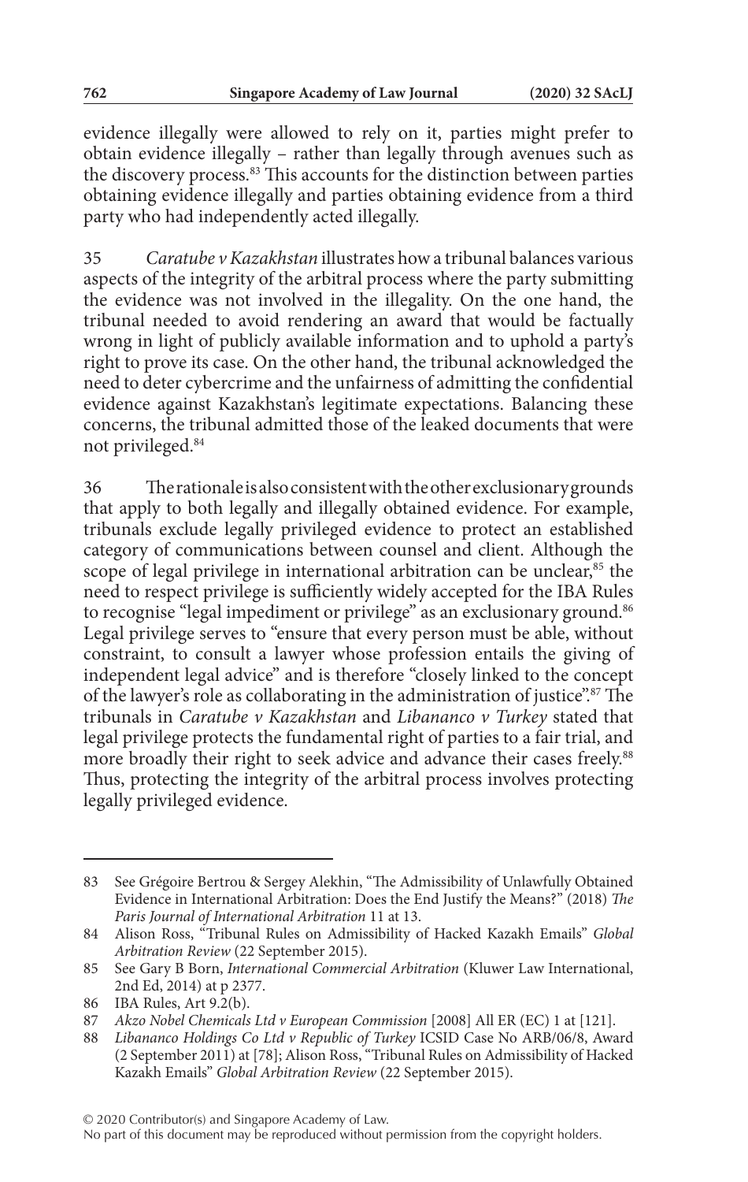evidence illegally were allowed to rely on it, parties might prefer to obtain evidence illegally – rather than legally through avenues such as the discovery process.[83] This accounts for the distinction between parties obtaining evidence illegally and parties obtaining evidence from a third party who had independently acted illegally.

35 *Caratube v Kazakhstan* illustrates how a tribunal balances various aspects of the integrity of the arbitral process where the party submitting the evidence was not involved in the illegality. On the one hand, the tribunal needed to avoid rendering an award that would be factually wrong in light of publicly available information and to uphold a party's right to prove its case. On the other hand, the tribunal acknowledged the need to deter cybercrime and the unfairness of admitting the confidential evidence against Kazakhstan's legitimate expectations. Balancing these concerns, the tribunal admitted those of the leaked documents that were not privileged.[84]

36 The rationale is also consistent with the other exclusionary grounds that apply to both legally and illegally obtained evidence. For example, tribunals exclude legally privileged evidence to protect an established category of communications between counsel and client. Although the scope of legal privilege in international arbitration can be unclear,[85] the need to respect privilege is sufficiently widely accepted for the IBA Rules to recognise "legal impediment or privilege" as an exclusionary ground.[86] Legal privilege serves to "ensure that every person must be able, without constraint, to consult a lawyer whose profession entails the giving of independent legal advice" and is therefore "closely linked to the concept of the lawyer's role as collaborating in the administration of justice".[87] The tribunals in *Caratube v Kazakhstan* and *Libananco v Turkey* stated that legal privilege protects the fundamental right of parties to a fair trial, and more broadly their right to seek advice and advance their cases freely.[88] Thus, protecting the integrity of the arbitral process involves protecting legally privileged evidence.

---

83 See Grégoire Bertrou & Sergey Alekhin, "The Admissibility of Unlawfully Obtained Evidence in International Arbitration: Does the End Justify the Means?" (2018) *The Paris Journal of International Arbitration* 11 at 13.

84 Alison Ross, "Tribunal Rules on Admissibility of Hacked Kazakh Emails" *Global Arbitration Review* (22 September 2015).

85 See Gary B Born, *International Commercial Arbitration* (Kluwer Law International, 2nd Ed, 2014) at p 2377.

86 IBA Rules, Art 9.2(b).

87 *Akzo Nobel Chemicals Ltd v European Commission* [2008] All ER (EC) 1 at [121].

88 *Libananco Holdings Co Ltd v Republic of Turkey* ICSID Case No ARB/06/8, Award (2 September 2011) at [78]; Alison Ross, "Tribunal Rules on Admissibility of Hacked Kazakh Emails" *Global Arbitration Review* (22 September 2015).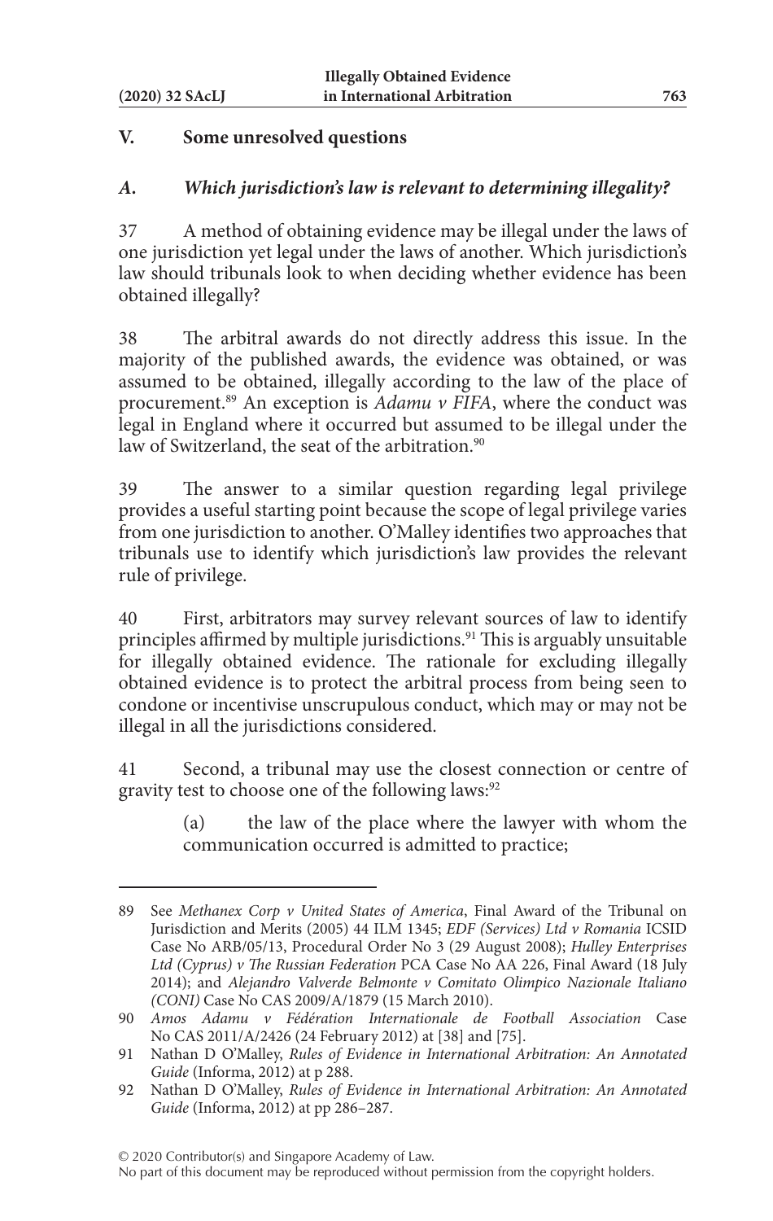## V. Some unresolved questions

### *A. Which jurisdiction's law is relevant to determining illegality?*

37 A method of obtaining evidence may be illegal under the laws of one jurisdiction yet legal under the laws of another. Which jurisdiction's law should tribunals look to when deciding whether evidence has been obtained illegally?

38 The arbitral awards do not directly address this issue. In the majority of the published awards, the evidence was obtained, or was assumed to be obtained, illegally according to the law of the place of procurement.[89] An exception is *Adamu v FIFA*, where the conduct was legal in England where it occurred but assumed to be illegal under the law of Switzerland, the seat of the arbitration.[90]

39 The answer to a similar question regarding legal privilege provides a useful starting point because the scope of legal privilege varies from one jurisdiction to another. O'Malley identifies two approaches that tribunals use to identify which jurisdiction's law provides the relevant rule of privilege.

40 First, arbitrators may survey relevant sources of law to identify principles affirmed by multiple jurisdictions.[91] This is arguably unsuitable for illegally obtained evidence. The rationale for excluding illegally obtained evidence is to protect the arbitral process from being seen to condone or incentivise unscrupulous conduct, which may or may not be illegal in all the jurisdictions considered.

41 Second, a tribunal may use the closest connection or centre of gravity test to choose one of the following laws:[92]

> (a) the law of the place where the lawyer with whom the communication occurred is admitted to practice;

---

89 See *Methanex Corp v United States of America*, Final Award of the Tribunal on Jurisdiction and Merits (2005) 44 ILM 1345; *EDF (Services) Ltd v Romania* ICSID Case No ARB/05/13, Procedural Order No 3 (29 August 2008); *Hulley Enterprises Ltd (Cyprus) v The Russian Federation* PCA Case No AA 226, Final Award (18 July 2014); and *Alejandro Valverde Belmonte v Comitato Olimpico Nazionale Italiano (CONI)* Case No CAS 2009/A/1879 (15 March 2010).

90 *Amos Adamu v Fédération Internationale de Football Association* Case No CAS 2011/A/2426 (24 February 2012) at [38] and [75].

91 Nathan D O'Malley, *Rules of Evidence in International Arbitration: An Annotated Guide* (Informa, 2012) at p 288.

92 Nathan D O'Malley, *Rules of Evidence in International Arbitration: An Annotated Guide* (Informa, 2012) at pp 286–287.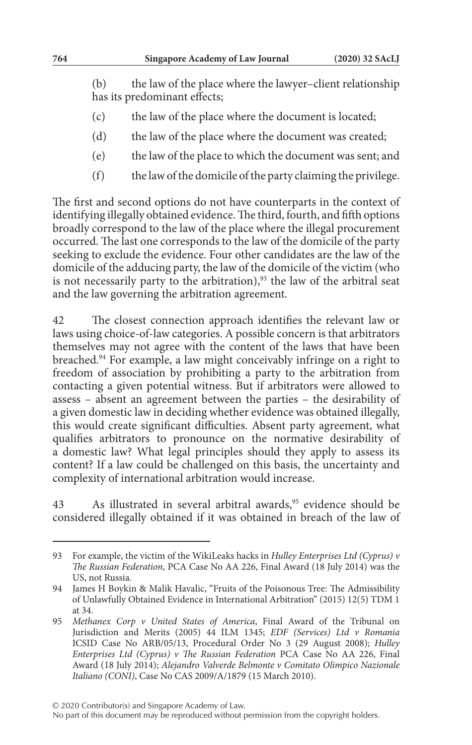(b) the law of the place where the lawyer–client relationship has its predominant effects;

(c) the law of the place where the document is located;

(d) the law of the place where the document was created;

(e) the law of the place to which the document was sent; and

(f) the law of the domicile of the party claiming the privilege.

The first and second options do not have counterparts in the context of identifying illegally obtained evidence. The third, fourth, and fifth options broadly correspond to the law of the place where the illegal procurement occurred. The last one corresponds to the law of the domicile of the party seeking to exclude the evidence. Four other candidates are the law of the domicile of the adducing party, the law of the domicile of the victim (who is not necessarily party to the arbitration),[93] the law of the arbitral seat and the law governing the arbitration agreement.

42 The closest connection approach identifies the relevant law or laws using choice-of-law categories. A possible concern is that arbitrators themselves may not agree with the content of the laws that have been breached.[94] For example, a law might conceivably infringe on a right to freedom of association by prohibiting a party to the arbitration from contacting a given potential witness. But if arbitrators were allowed to assess – absent an agreement between the parties – the desirability of a given domestic law in deciding whether evidence was obtained illegally, this would create significant difficulties. Absent party agreement, what qualifies arbitrators to pronounce on the normative desirability of a domestic law? What legal principles should they apply to assess its content? If a law could be challenged on this basis, the uncertainty and complexity of international arbitration would increase.

43 As illustrated in several arbitral awards,[95] evidence should be considered illegally obtained if it was obtained in breach of the law of

---

93 For example, the victim of the WikiLeaks hacks in *Hulley Enterprises Ltd (Cyprus) v The Russian Federation*, PCA Case No AA 226, Final Award (18 July 2014) was the US, not Russia.

94 James H Boykin & Malik Havalic, "Fruits of the Poisonous Tree: The Admissibility of Unlawfully Obtained Evidence in International Arbitration" (2015) 12(5) TDM 1 at 34.

95 *Methanex Corp v United States of America*, Final Award of the Tribunal on Jurisdiction and Merits (2005) 44 ILM 1345; *EDF (Services) Ltd v Romania* ICSID Case No ARB/05/13, Procedural Order No 3 (29 August 2008); *Hulley Enterprises Ltd (Cyprus) v The Russian Federation* PCA Case No AA 226, Final Award (18 July 2014); *Alejandro Valverde Belmonte v Comitato Olimpico Nazionale Italiano (CONI)*, Case No CAS 2009/A/1879 (15 March 2010).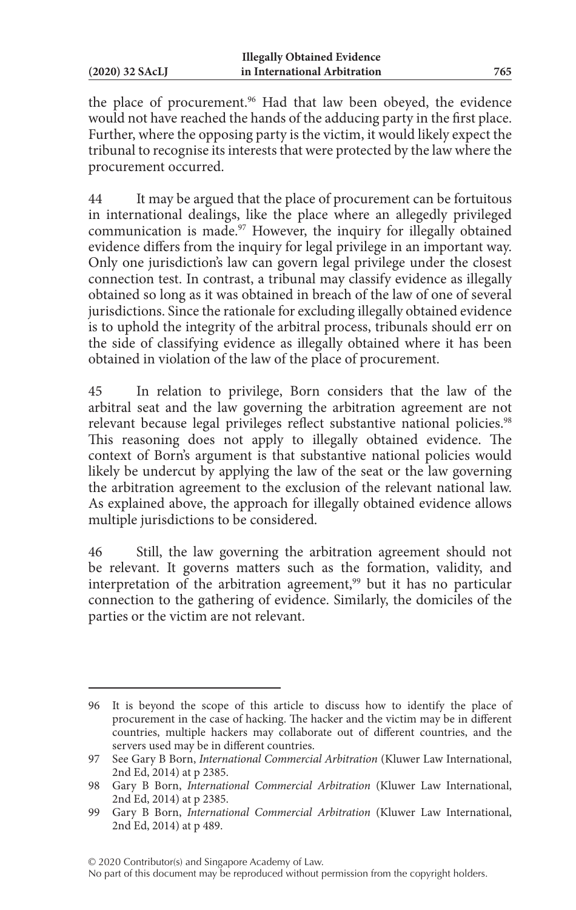the place of procurement.[96] Had that law been obeyed, the evidence would not have reached the hands of the adducing party in the first place. Further, where the opposing party is the victim, it would likely expect the tribunal to recognise its interests that were protected by the law where the procurement occurred.

44 It may be argued that the place of procurement can be fortuitous in international dealings, like the place where an allegedly privileged communication is made.[97] However, the inquiry for illegally obtained evidence differs from the inquiry for legal privilege in an important way. Only one jurisdiction's law can govern legal privilege under the closest connection test. In contrast, a tribunal may classify evidence as illegally obtained so long as it was obtained in breach of the law of one of several jurisdictions. Since the rationale for excluding illegally obtained evidence is to uphold the integrity of the arbitral process, tribunals should err on the side of classifying evidence as illegally obtained where it has been obtained in violation of the law of the place of procurement.

45 In relation to privilege, Born considers that the law of the arbitral seat and the law governing the arbitration agreement are not relevant because legal privileges reflect substantive national policies.[98] This reasoning does not apply to illegally obtained evidence. The context of Born's argument is that substantive national policies would likely be undercut by applying the law of the seat or the law governing the arbitration agreement to the exclusion of the relevant national law. As explained above, the approach for illegally obtained evidence allows multiple jurisdictions to be considered.

46 Still, the law governing the arbitration agreement should not be relevant. It governs matters such as the formation, validity, and interpretation of the arbitration agreement,[99] but it has no particular connection to the gathering of evidence. Similarly, the domiciles of the parties or the victim are not relevant.

---

96 It is beyond the scope of this article to discuss how to identify the place of procurement in the case of hacking. The hacker and the victim may be in different countries, multiple hackers may collaborate out of different countries, and the servers used may be in different countries.

97 See Gary B Born, *International Commercial Arbitration* (Kluwer Law International, 2nd Ed, 2014) at p 2385.

98 Gary B Born, *International Commercial Arbitration* (Kluwer Law International, 2nd Ed, 2014) at p 2385.

99 Gary B Born, *International Commercial Arbitration* (Kluwer Law International, 2nd Ed, 2014) at p 489.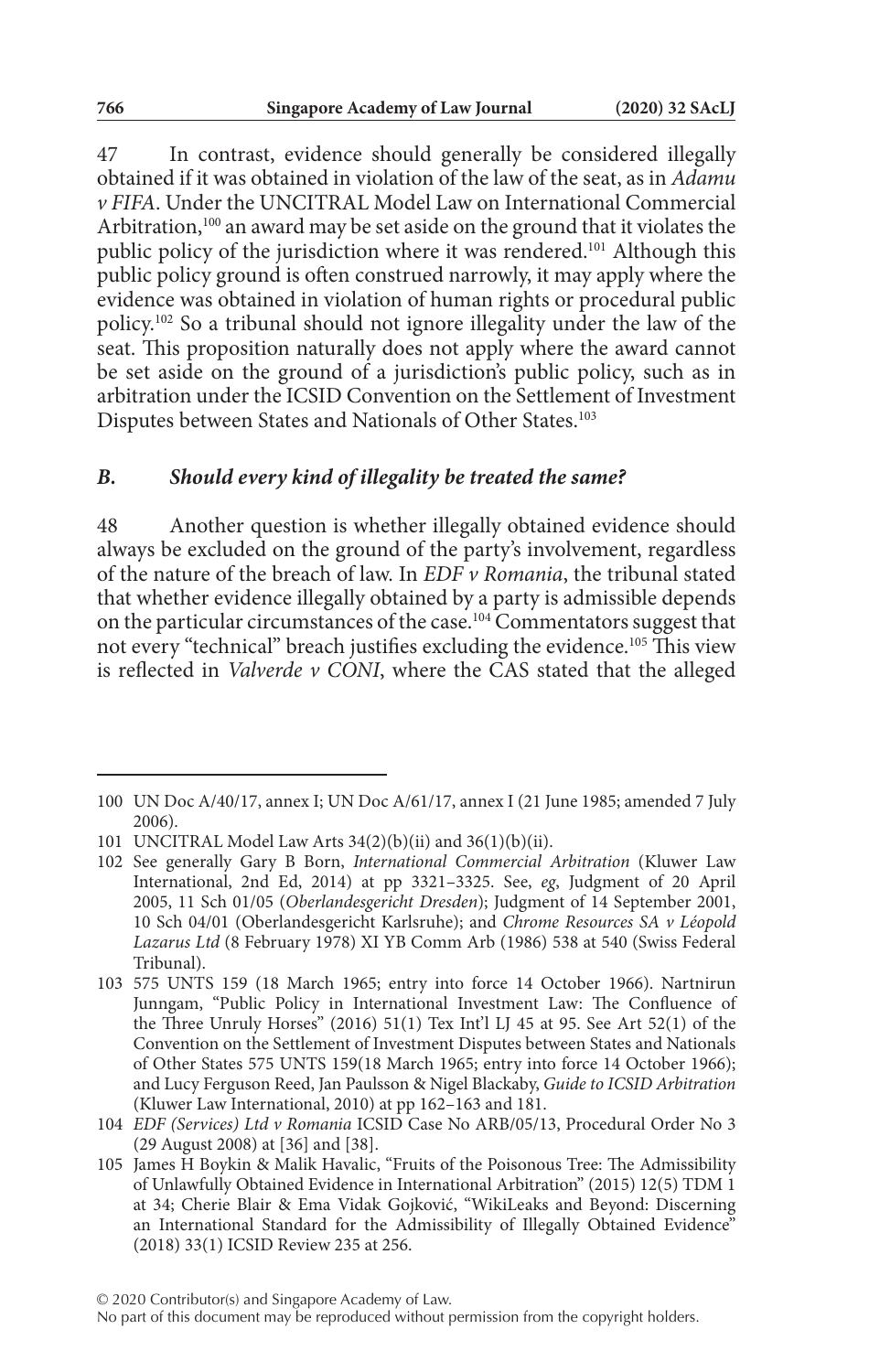47 In contrast, evidence should generally be considered illegally obtained if it was obtained in violation of the law of the seat, as in *Adamu v FIFA*. Under the UNCITRAL Model Law on International Commercial Arbitration,[100] an award may be set aside on the ground that it violates the public policy of the jurisdiction where it was rendered.[101] Although this public policy ground is often construed narrowly, it may apply where the evidence was obtained in violation of human rights or procedural public policy.[102] So a tribunal should not ignore illegality under the law of the seat. This proposition naturally does not apply where the award cannot be set aside on the ground of a jurisdiction's public policy, such as in arbitration under the ICSID Convention on the Settlement of Investment Disputes between States and Nationals of Other States.[103]

### *B. Should every kind of illegality be treated the same?*

48 Another question is whether illegally obtained evidence should always be excluded on the ground of the party's involvement, regardless of the nature of the breach of law. In *EDF v Romania*, the tribunal stated that whether evidence illegally obtained by a party is admissible depends on the particular circumstances of the case.[104] Commentators suggest that not every "technical" breach justifies excluding the evidence.[105] This view is reflected in *Valverde v CONI*, where the CAS stated that the alleged

---

100 UN Doc A/40/17, annex I; UN Doc A/61/17, annex I (21 June 1985; amended 7 July 2006).

101 UNCITRAL Model Law Arts 34(2)(b)(ii) and 36(1)(b)(ii).

102 See generally Gary B Born, *International Commercial Arbitration* (Kluwer Law International, 2nd Ed, 2014) at pp 3321–3325. See, *eg*, Judgment of 20 April 2005, 11 Sch 01/05 (*Oberlandesgericht Dresden*); Judgment of 14 September 2001, 10 Sch 04/01 (Oberlandesgericht Karlsruhe); and *Chrome Resources SA v Léopold Lazarus Ltd* (8 February 1978) XI YB Comm Arb (1986) 538 at 540 (Swiss Federal Tribunal).

103 575 UNTS 159 (18 March 1965; entry into force 14 October 1966). Nartnirun Junngam, "Public Policy in International Investment Law: The Confluence of the Three Unruly Horses" (2016) 51(1) Tex Int'l LJ 45 at 95. See Art 52(1) of the Convention on the Settlement of Investment Disputes between States and Nationals of Other States 575 UNTS 159(18 March 1965; entry into force 14 October 1966); and Lucy Ferguson Reed, Jan Paulsson & Nigel Blackaby, *Guide to ICSID Arbitration* (Kluwer Law International, 2010) at pp 162–163 and 181.

104 *EDF (Services) Ltd v Romania* ICSID Case No ARB/05/13, Procedural Order No 3 (29 August 2008) at [36] and [38].

105 James H Boykin & Malik Havalic, "Fruits of the Poisonous Tree: The Admissibility of Unlawfully Obtained Evidence in International Arbitration" (2015) 12(5) TDM 1 at 34; Cherie Blair & Ema Vidak Gojković, "WikiLeaks and Beyond: Discerning an International Standard for the Admissibility of Illegally Obtained Evidence" (2018) 33(1) ICSID Review 235 at 256.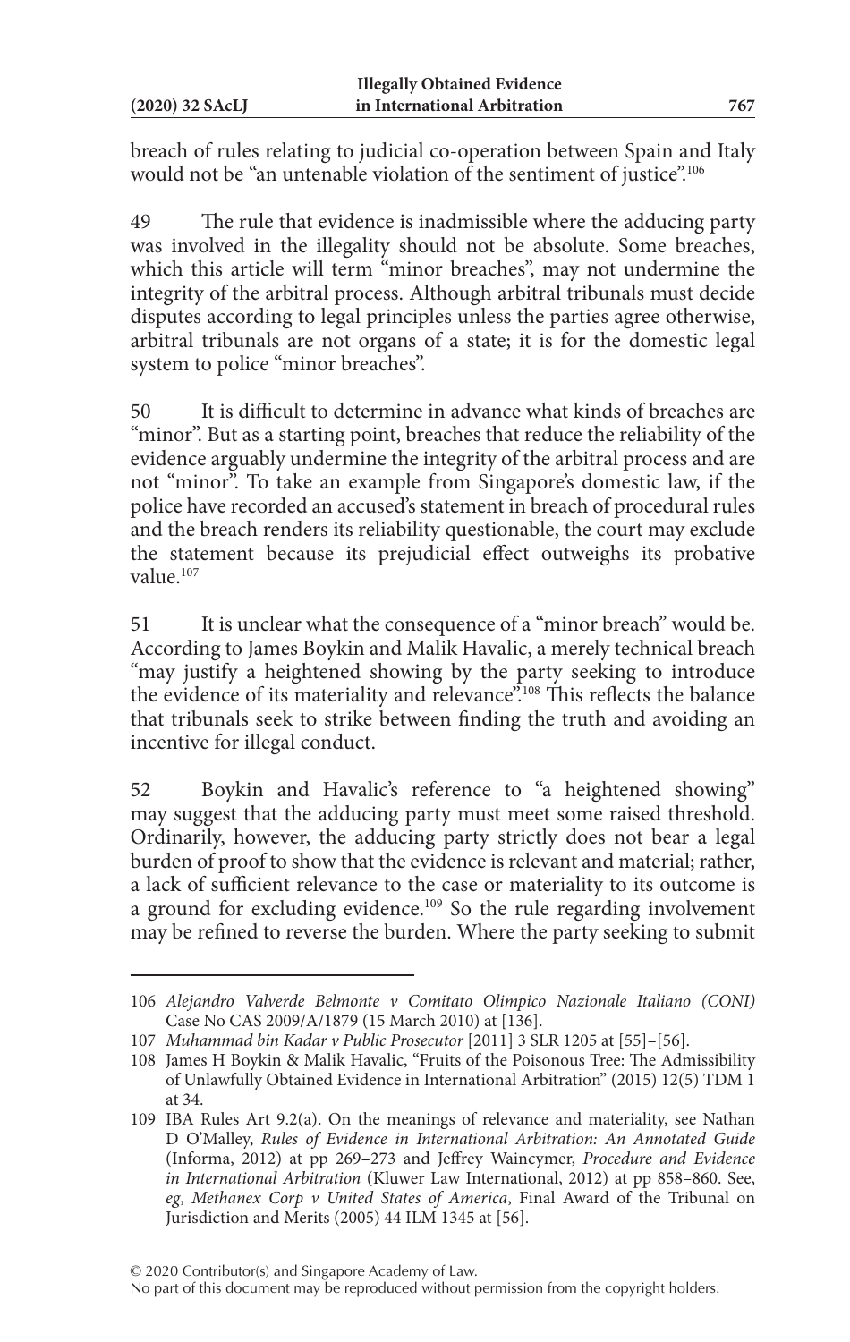breach of rules relating to judicial co-operation between Spain and Italy would not be "an untenable violation of the sentiment of justice".[106]

49 The rule that evidence is inadmissible where the adducing party was involved in the illegality should not be absolute. Some breaches, which this article will term "minor breaches", may not undermine the integrity of the arbitral process. Although arbitral tribunals must decide disputes according to legal principles unless the parties agree otherwise, arbitral tribunals are not organs of a state; it is for the domestic legal system to police "minor breaches".

50 It is difficult to determine in advance what kinds of breaches are "minor". But as a starting point, breaches that reduce the reliability of the evidence arguably undermine the integrity of the arbitral process and are not "minor". To take an example from Singapore's domestic law, if the police have recorded an accused's statement in breach of procedural rules and the breach renders its reliability questionable, the court may exclude the statement because its prejudicial effect outweighs its probative value.[107]

51 It is unclear what the consequence of a "minor breach" would be. According to James Boykin and Malik Havalic, a merely technical breach "may justify a heightened showing by the party seeking to introduce the evidence of its materiality and relevance".[108] This reflects the balance that tribunals seek to strike between finding the truth and avoiding an incentive for illegal conduct.

52 Boykin and Havalic's reference to "a heightened showing" may suggest that the adducing party must meet some raised threshold. Ordinarily, however, the adducing party strictly does not bear a legal burden of proof to show that the evidence is relevant and material; rather, a lack of sufficient relevance to the case or materiality to its outcome is a ground for excluding evidence.[109] So the rule regarding involvement may be refined to reverse the burden. Where the party seeking to submit

---

106 *Alejandro Valverde Belmonte v Comitato Olimpico Nazionale Italiano (CONI)* Case No CAS 2009/A/1879 (15 March 2010) at [136].

107 *Muhammad bin Kadar v Public Prosecutor* [2011] 3 SLR 1205 at [55]–[56].

108 James H Boykin & Malik Havalic, "Fruits of the Poisonous Tree: The Admissibility of Unlawfully Obtained Evidence in International Arbitration" (2015) 12(5) TDM 1 at 34.

109 IBA Rules Art 9.2(a). On the meanings of relevance and materiality, see Nathan D O'Malley, *Rules of Evidence in International Arbitration: An Annotated Guide* (Informa, 2012) at pp 269–273 and Jeffrey Waincymer, *Procedure and Evidence in International Arbitration* (Kluwer Law International, 2012) at pp 858–860. See, *eg*, *Methanex Corp v United States of America*, Final Award of the Tribunal on Jurisdiction and Merits (2005) 44 ILM 1345 at [56].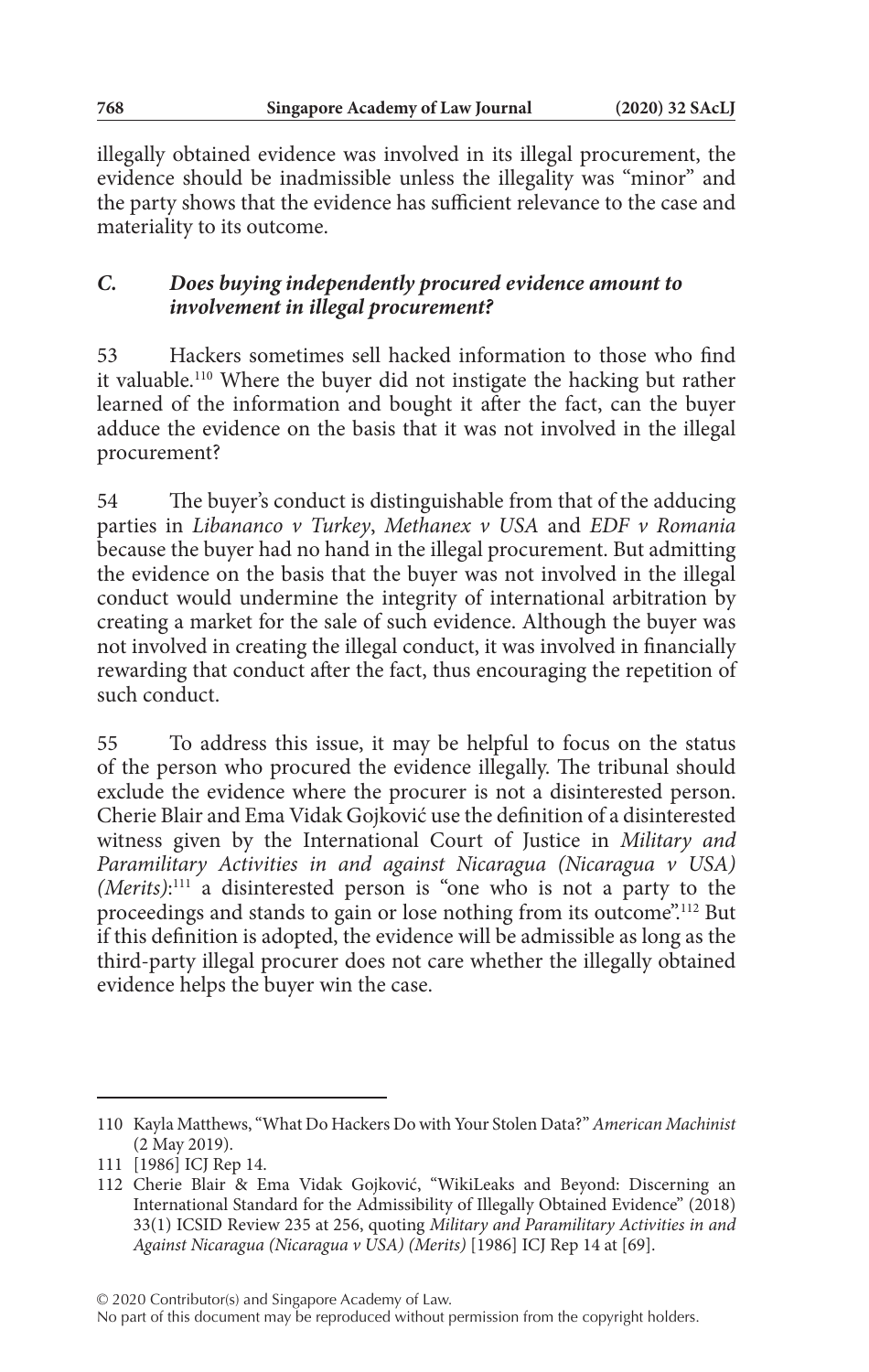illegally obtained evidence was involved in its illegal procurement, the evidence should be inadmissible unless the illegality was "minor" and the party shows that the evidence has sufficient relevance to the case and materiality to its outcome.

### *C. Does buying independently procured evidence amount to involvement in illegal procurement?*

53 Hackers sometimes sell hacked information to those who find it valuable.[110] Where the buyer did not instigate the hacking but rather learned of the information and bought it after the fact, can the buyer adduce the evidence on the basis that it was not involved in the illegal procurement?

54 The buyer's conduct is distinguishable from that of the adducing parties in *Libananco v Turkey*, *Methanex v USA* and *EDF v Romania* because the buyer had no hand in the illegal procurement. But admitting the evidence on the basis that the buyer was not involved in the illegal conduct would undermine the integrity of international arbitration by creating a market for the sale of such evidence. Although the buyer was not involved in creating the illegal conduct, it was involved in financially rewarding that conduct after the fact, thus encouraging the repetition of such conduct.

55 To address this issue, it may be helpful to focus on the status of the person who procured the evidence illegally. The tribunal should exclude the evidence where the procurer is not a disinterested person. Cherie Blair and Ema Vidak Gojković use the definition of a disinterested witness given by the International Court of Justice in *Military and Paramilitary Activities in and against Nicaragua (Nicaragua v USA) (Merits)*:[111] a disinterested person is "one who is not a party to the proceedings and stands to gain or lose nothing from its outcome".[112] But if this definition is adopted, the evidence will be admissible as long as the third-party illegal procurer does not care whether the illegally obtained evidence helps the buyer win the case.

---

110 Kayla Matthews, "What Do Hackers Do with Your Stolen Data?" *American Machinist* (2 May 2019).

111 [1986] ICJ Rep 14.

112 Cherie Blair & Ema Vidak Gojković, "WikiLeaks and Beyond: Discerning an International Standard for the Admissibility of Illegally Obtained Evidence" (2018) 33(1) ICSID Review 235 at 256, quoting *Military and Paramilitary Activities in and Against Nicaragua (Nicaragua v USA) (Merits)* [1986] ICJ Rep 14 at [69].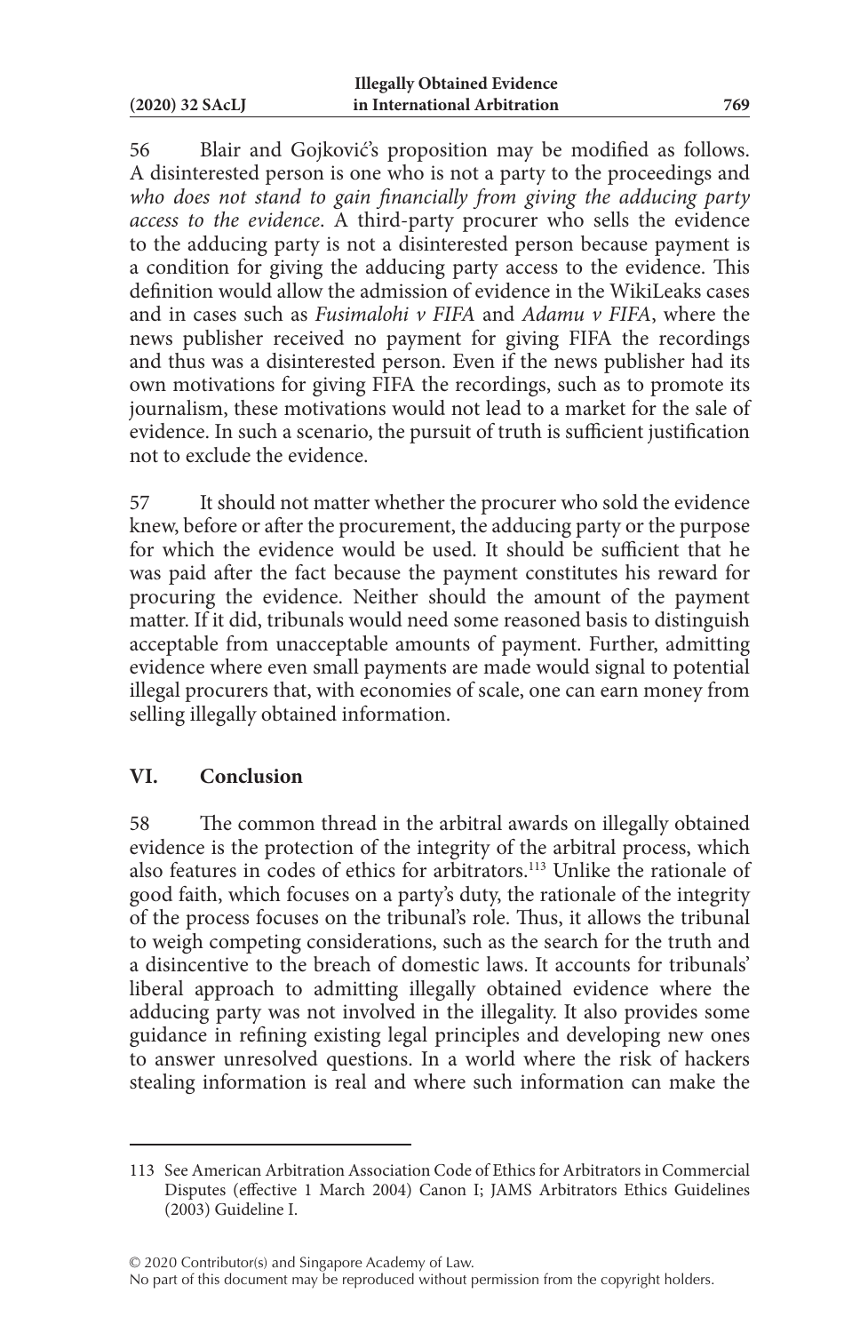56 Blair and Gojković's proposition may be modified as follows. A disinterested person is one who is not a party to the proceedings and *who does not stand to gain financially from giving the adducing party access to the evidence*. A third-party procurer who sells the evidence to the adducing party is not a disinterested person because payment is a condition for giving the adducing party access to the evidence. This definition would allow the admission of evidence in the WikiLeaks cases and in cases such as *Fusimalohi v FIFA* and *Adamu v FIFA*, where the news publisher received no payment for giving FIFA the recordings and thus was a disinterested person. Even if the news publisher had its own motivations for giving FIFA the recordings, such as to promote its journalism, these motivations would not lead to a market for the sale of evidence. In such a scenario, the pursuit of truth is sufficient justification not to exclude the evidence.

57 It should not matter whether the procurer who sold the evidence knew, before or after the procurement, the adducing party or the purpose for which the evidence would be used. It should be sufficient that he was paid after the fact because the payment constitutes his reward for procuring the evidence. Neither should the amount of the payment matter. If it did, tribunals would need some reasoned basis to distinguish acceptable from unacceptable amounts of payment. Further, admitting evidence where even small payments are made would signal to potential illegal procurers that, with economies of scale, one can earn money from selling illegally obtained information.

## VI. Conclusion

58 The common thread in the arbitral awards on illegally obtained evidence is the protection of the integrity of the arbitral process, which also features in codes of ethics for arbitrators.[113] Unlike the rationale of good faith, which focuses on a party's duty, the rationale of the integrity of the process focuses on the tribunal's role. Thus, it allows the tribunal to weigh competing considerations, such as the search for the truth and a disincentive to the breach of domestic laws. It accounts for tribunals' liberal approach to admitting illegally obtained evidence where the adducing party was not involved in the illegality. It also provides some guidance in refining existing legal principles and developing new ones to answer unresolved questions. In a world where the risk of hackers stealing information is real and where such information can make the

---

113 See American Arbitration Association Code of Ethics for Arbitrators in Commercial Disputes (effective 1 March 2004) Canon I; JAMS Arbitrators Ethics Guidelines (2003) Guideline I.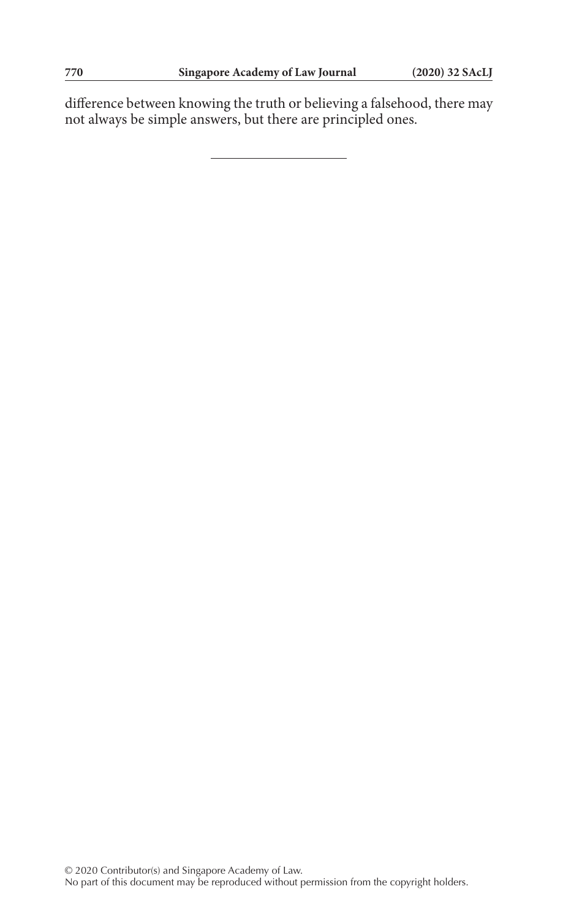difference between knowing the truth or believing a falsehood, there may not always be simple answers, but there are principled ones.

© 2020 Contributor(s) and Singapore Academy of Law.
No part of this document may be reproduced without permission from the copyright holders.